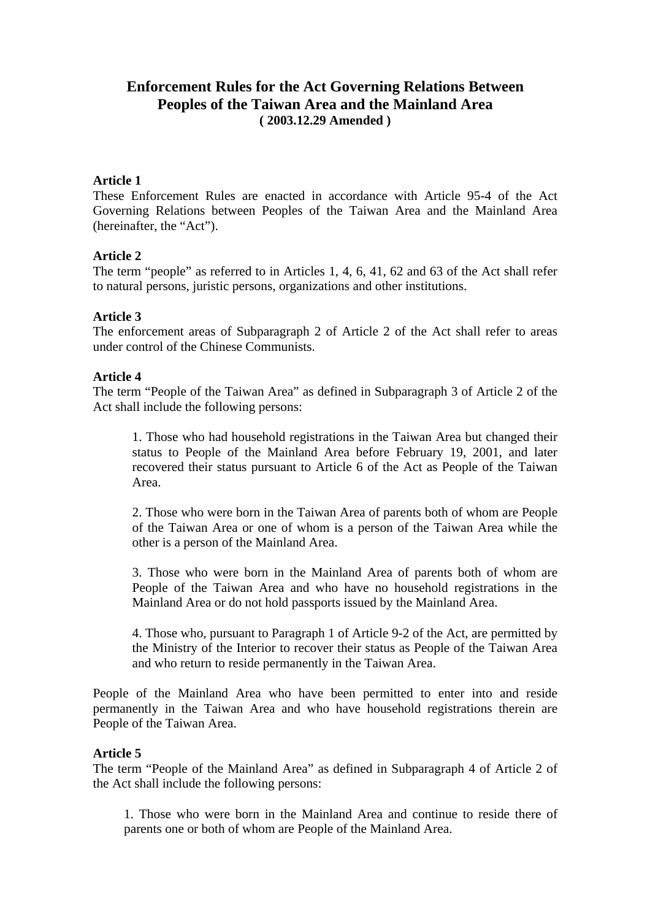# Enforcement Rules for the Act Governing Relations Between Peoples of the Taiwan Area and the Mainland Area

**( 2003.12.29 Amended )**

**Article 1**

These Enforcement Rules are enacted in accordance with Article 95-4 of the Act Governing Relations between Peoples of the Taiwan Area and the Mainland Area (hereinafter, the "Act").

**Article 2**

The term "people" as referred to in Articles 1, 4, 6, 41, 62 and 63 of the Act shall refer to natural persons, juristic persons, organizations and other institutions.

**Article 3**

The enforcement areas of Subparagraph 2 of Article 2 of the Act shall refer to areas under control of the Chinese Communists.

**Article 4**

The term "People of the Taiwan Area" as defined in Subparagraph 3 of Article 2 of the Act shall include the following persons:

1. Those who had household registrations in the Taiwan Area but changed their status to People of the Mainland Area before February 19, 2001, and later recovered their status pursuant to Article 6 of the Act as People of the Taiwan Area.

2. Those who were born in the Taiwan Area of parents both of whom are People of the Taiwan Area or one of whom is a person of the Taiwan Area while the other is a person of the Mainland Area.

3. Those who were born in the Mainland Area of parents both of whom are People of the Taiwan Area and who have no household registrations in the Mainland Area or do not hold passports issued by the Mainland Area.

4. Those who, pursuant to Paragraph 1 of Article 9-2 of the Act, are permitted by the Ministry of the Interior to recover their status as People of the Taiwan Area and who return to reside permanently in the Taiwan Area.

People of the Mainland Area who have been permitted to enter into and reside permanently in the Taiwan Area and who have household registrations therein are People of the Taiwan Area.

**Article 5**

The term "People of the Mainland Area" as defined in Subparagraph 4 of Article 2 of the Act shall include the following persons:

1. Those who were born in the Mainland Area and continue to reside there of parents one or both of whom are People of the Mainland Area.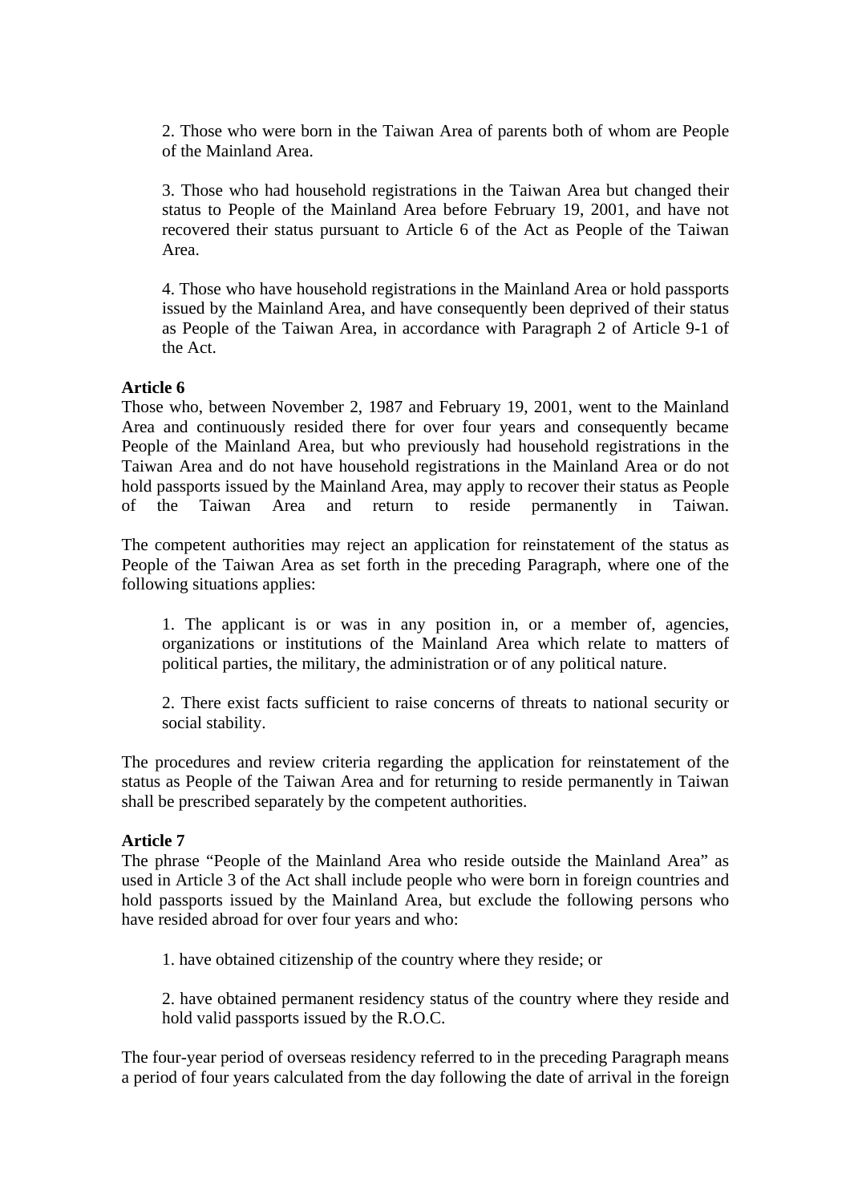2. Those who were born in the Taiwan Area of parents both of whom are People of the Mainland Area.

3. Those who had household registrations in the Taiwan Area but changed their status to People of the Mainland Area before February 19, 2001, and have not recovered their status pursuant to Article 6 of the Act as People of the Taiwan Area.

4. Those who have household registrations in the Mainland Area or hold passports issued by the Mainland Area, and have consequently been deprived of their status as People of the Taiwan Area, in accordance with Paragraph 2 of Article 9-1 of the Act.

**Article 6**

Those who, between November 2, 1987 and February 19, 2001, went to the Mainland Area and continuously resided there for over four years and consequently became People of the Mainland Area, but who previously had household registrations in the Taiwan Area and do not have household registrations in the Mainland Area or do not hold passports issued by the Mainland Area, may apply to recover their status as People of the Taiwan Area and return to reside permanently in Taiwan.

The competent authorities may reject an application for reinstatement of the status as People of the Taiwan Area as set forth in the preceding Paragraph, where one of the following situations applies:

1. The applicant is or was in any position in, or a member of, agencies, organizations or institutions of the Mainland Area which relate to matters of political parties, the military, the administration or of any political nature.

2. There exist facts sufficient to raise concerns of threats to national security or social stability.

The procedures and review criteria regarding the application for reinstatement of the status as People of the Taiwan Area and for returning to reside permanently in Taiwan shall be prescribed separately by the competent authorities.

**Article 7**

The phrase “People of the Mainland Area who reside outside the Mainland Area” as used in Article 3 of the Act shall include people who were born in foreign countries and hold passports issued by the Mainland Area, but exclude the following persons who have resided abroad for over four years and who:

1. have obtained citizenship of the country where they reside; or

2. have obtained permanent residency status of the country where they reside and hold valid passports issued by the R.O.C.

The four-year period of overseas residency referred to in the preceding Paragraph means a period of four years calculated from the day following the date of arrival in the foreign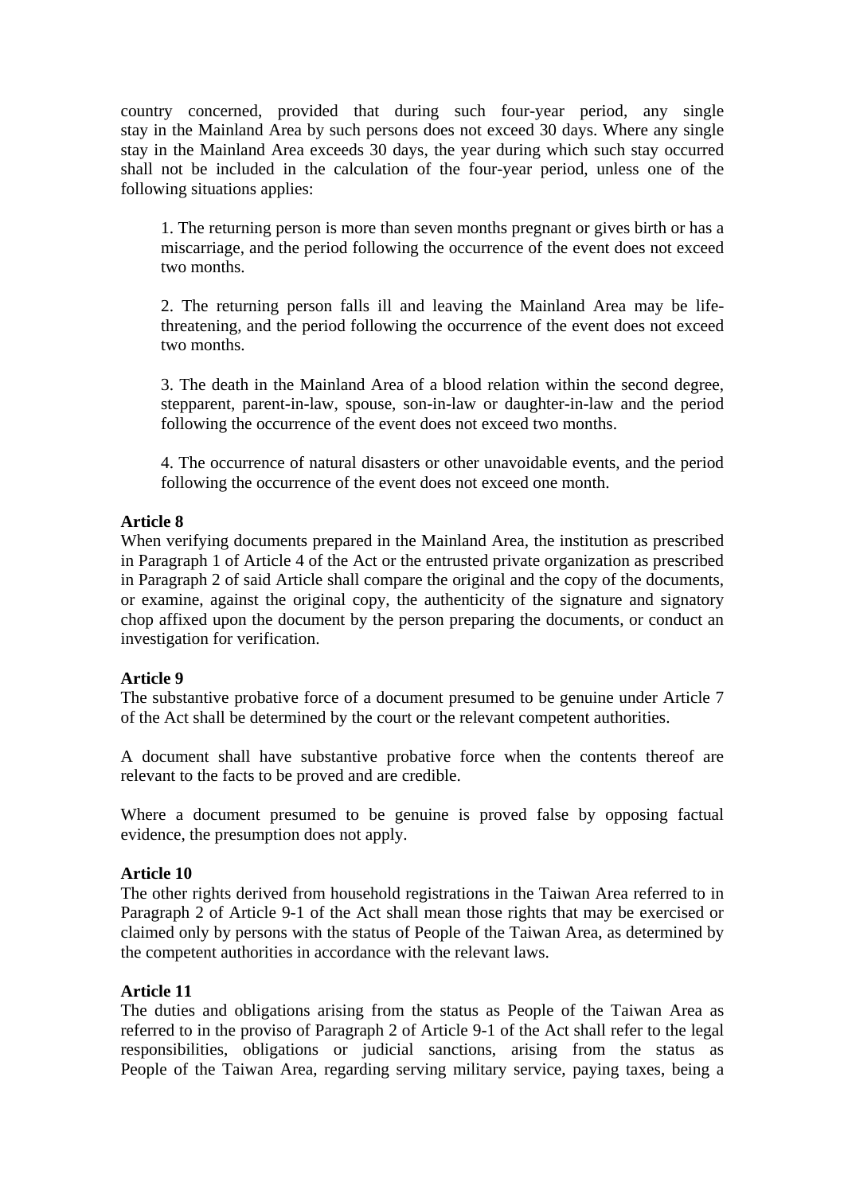country concerned, provided that during such four-year period, any single stay in the Mainland Area by such persons does not exceed 30 days. Where any single stay in the Mainland Area exceeds 30 days, the year during which such stay occurred shall not be included in the calculation of the four-year period, unless one of the following situations applies:

1. The returning person is more than seven months pregnant or gives birth or has a miscarriage, and the period following the occurrence of the event does not exceed two months.

2. The returning person falls ill and leaving the Mainland Area may be life-threatening, and the period following the occurrence of the event does not exceed two months.

3. The death in the Mainland Area of a blood relation within the second degree, stepparent, parent-in-law, spouse, son-in-law or daughter-in-law and the period following the occurrence of the event does not exceed two months.

4. The occurrence of natural disasters or other unavoidable events, and the period following the occurrence of the event does not exceed one month.

**Article 8**
When verifying documents prepared in the Mainland Area, the institution as prescribed in Paragraph 1 of Article 4 of the Act or the entrusted private organization as prescribed in Paragraph 2 of said Article shall compare the original and the copy of the documents, or examine, against the original copy, the authenticity of the signature and signatory chop affixed upon the document by the person preparing the documents, or conduct an investigation for verification.

**Article 9**
The substantive probative force of a document presumed to be genuine under Article 7 of the Act shall be determined by the court or the relevant competent authorities.

A document shall have substantive probative force when the contents thereof are relevant to the facts to be proved and are credible.

Where a document presumed to be genuine is proved false by opposing factual evidence, the presumption does not apply.

**Article 10**
The other rights derived from household registrations in the Taiwan Area referred to in Paragraph 2 of Article 9-1 of the Act shall mean those rights that may be exercised or claimed only by persons with the status of People of the Taiwan Area, as determined by the competent authorities in accordance with the relevant laws.

**Article 11**
The duties and obligations arising from the status as People of the Taiwan Area as referred to in the proviso of Paragraph 2 of Article 9-1 of the Act shall refer to the legal responsibilities, obligations or judicial sanctions, arising from the status as People of the Taiwan Area, regarding serving military service, paying taxes, being a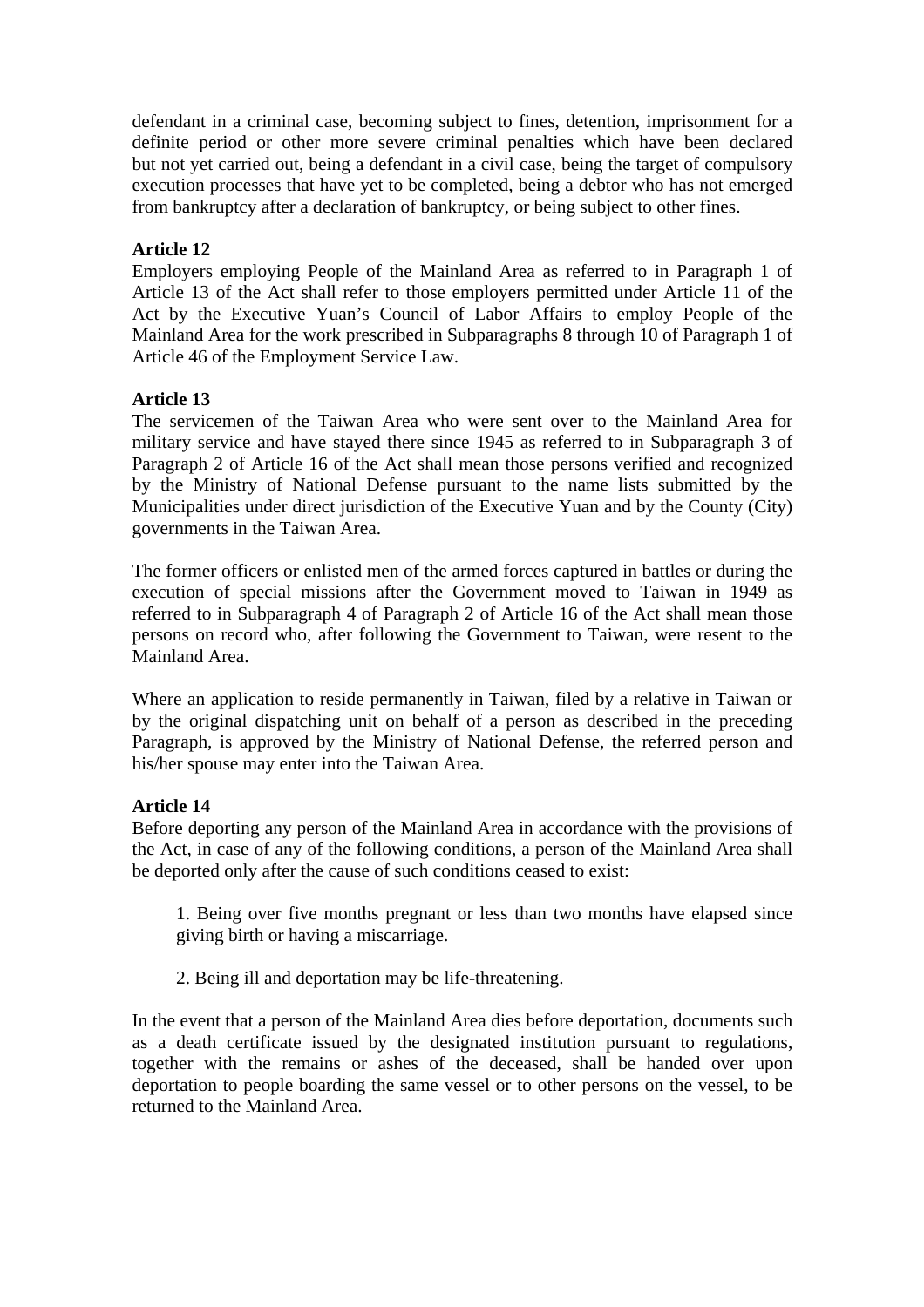defendant in a criminal case, becoming subject to fines, detention, imprisonment for a definite period or other more severe criminal penalties which have been declared but not yet carried out, being a defendant in a civil case, being the target of compulsory execution processes that have yet to be completed, being a debtor who has not emerged from bankruptcy after a declaration of bankruptcy, or being subject to other fines.

**Article 12**
Employers employing People of the Mainland Area as referred to in Paragraph 1 of Article 13 of the Act shall refer to those employers permitted under Article 11 of the Act by the Executive Yuan's Council of Labor Affairs to employ People of the Mainland Area for the work prescribed in Subparagraphs 8 through 10 of Paragraph 1 of Article 46 of the Employment Service Law.

**Article 13**
The servicemen of the Taiwan Area who were sent over to the Mainland Area for military service and have stayed there since 1945 as referred to in Subparagraph 3 of Paragraph 2 of Article 16 of the Act shall mean those persons verified and recognized by the Ministry of National Defense pursuant to the name lists submitted by the Municipalities under direct jurisdiction of the Executive Yuan and by the County (City) governments in the Taiwan Area.

The former officers or enlisted men of the armed forces captured in battles or during the execution of special missions after the Government moved to Taiwan in 1949 as referred to in Subparagraph 4 of Paragraph 2 of Article 16 of the Act shall mean those persons on record who, after following the Government to Taiwan, were resent to the Mainland Area.

Where an application to reside permanently in Taiwan, filed by a relative in Taiwan or by the original dispatching unit on behalf of a person as described in the preceding Paragraph, is approved by the Ministry of National Defense, the referred person and his/her spouse may enter into the Taiwan Area.

**Article 14**
Before deporting any person of the Mainland Area in accordance with the provisions of the Act, in case of any of the following conditions, a person of the Mainland Area shall be deported only after the cause of such conditions ceased to exist:

1. Being over five months pregnant or less than two months have elapsed since giving birth or having a miscarriage.

2. Being ill and deportation may be life-threatening.

In the event that a person of the Mainland Area dies before deportation, documents such as a death certificate issued by the designated institution pursuant to regulations, together with the remains or ashes of the deceased, shall be handed over upon deportation to people boarding the same vessel or to other persons on the vessel, to be returned to the Mainland Area.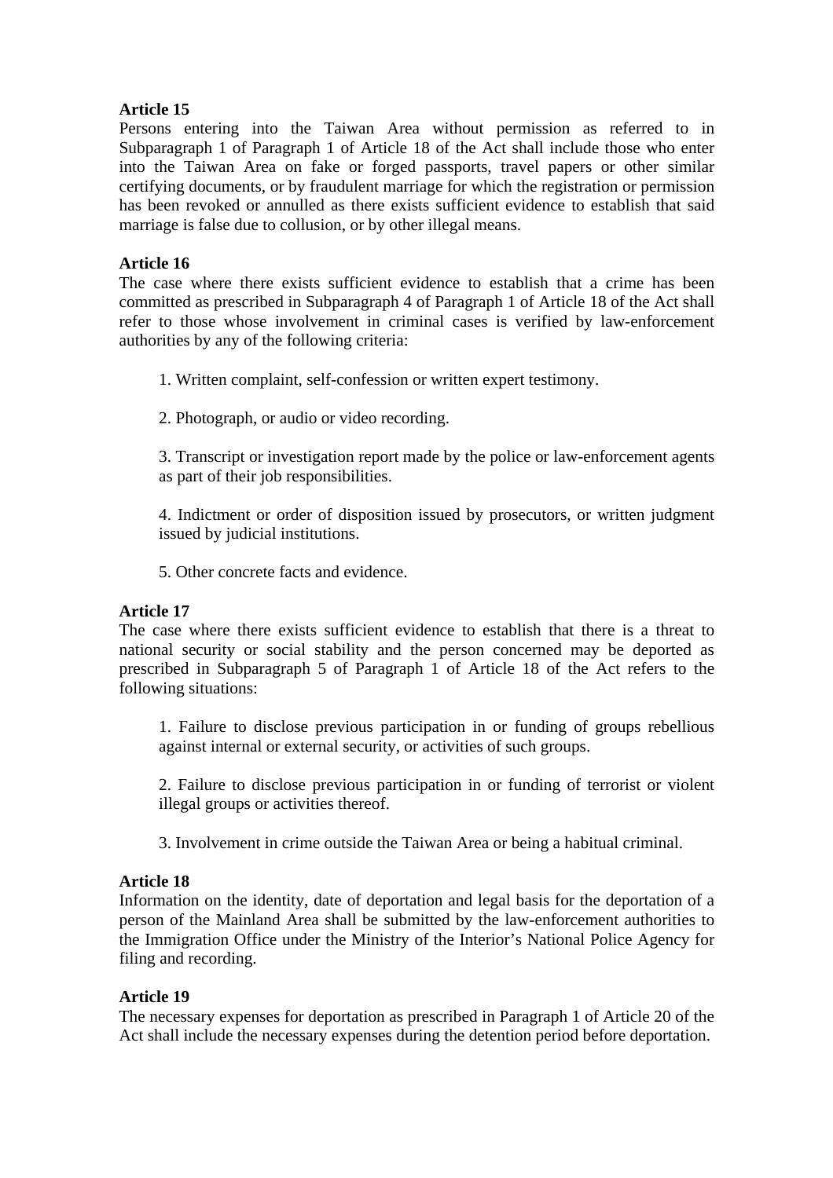**Article 15**

Persons entering into the Taiwan Area without permission as referred to in Subparagraph 1 of Paragraph 1 of Article 18 of the Act shall include those who enter into the Taiwan Area on fake or forged passports, travel papers or other similar certifying documents, or by fraudulent marriage for which the registration or permission has been revoked or annulled as there exists sufficient evidence to establish that said marriage is false due to collusion, or by other illegal means.

**Article 16**

The case where there exists sufficient evidence to establish that a crime has been committed as prescribed in Subparagraph 4 of Paragraph 1 of Article 18 of the Act shall refer to those whose involvement in criminal cases is verified by law-enforcement authorities by any of the following criteria:

1. Written complaint, self-confession or written expert testimony.

2. Photograph, or audio or video recording.

3. Transcript or investigation report made by the police or law-enforcement agents as part of their job responsibilities.

4. Indictment or order of disposition issued by prosecutors, or written judgment issued by judicial institutions.

5. Other concrete facts and evidence.

**Article 17**

The case where there exists sufficient evidence to establish that there is a threat to national security or social stability and the person concerned may be deported as prescribed in Subparagraph 5 of Paragraph 1 of Article 18 of the Act refers to the following situations:

1. Failure to disclose previous participation in or funding of groups rebellious against internal or external security, or activities of such groups.

2. Failure to disclose previous participation in or funding of terrorist or violent illegal groups or activities thereof.

3. Involvement in crime outside the Taiwan Area or being a habitual criminal.

**Article 18**

Information on the identity, date of deportation and legal basis for the deportation of a person of the Mainland Area shall be submitted by the law-enforcement authorities to the Immigration Office under the Ministry of the Interior's National Police Agency for filing and recording.

**Article 19**

The necessary expenses for deportation as prescribed in Paragraph 1 of Article 20 of the Act shall include the necessary expenses during the detention period before deportation.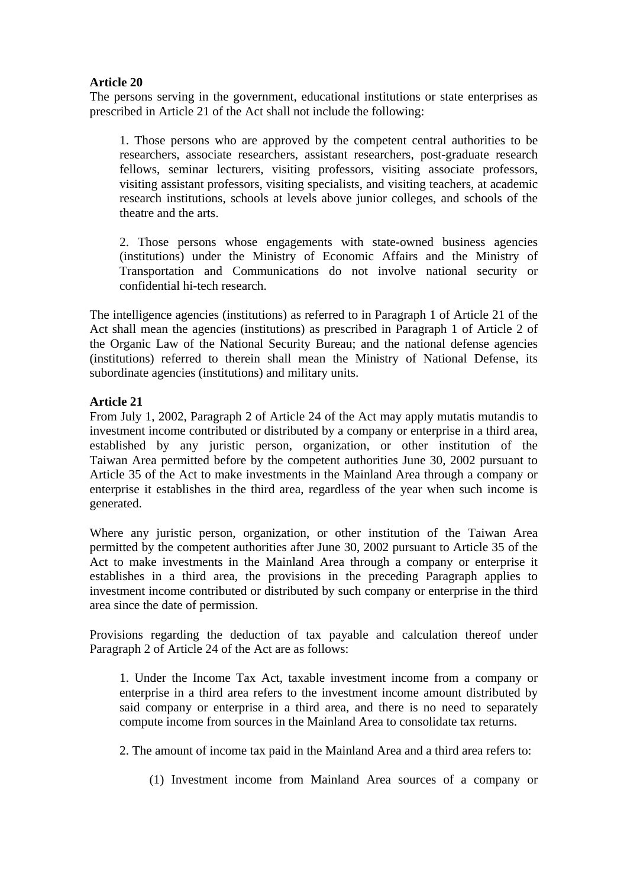**Article 20**
The persons serving in the government, educational institutions or state enterprises as prescribed in Article 21 of the Act shall not include the following:

1. Those persons who are approved by the competent central authorities to be researchers, associate researchers, assistant researchers, post-graduate research fellows, seminar lecturers, visiting professors, visiting associate professors, visiting assistant professors, visiting specialists, and visiting teachers, at academic research institutions, schools at levels above junior colleges, and schools of the theatre and the arts.

2. Those persons whose engagements with state-owned business agencies (institutions) under the Ministry of Economic Affairs and the Ministry of Transportation and Communications do not involve national security or confidential hi-tech research.

The intelligence agencies (institutions) as referred to in Paragraph 1 of Article 21 of the Act shall mean the agencies (institutions) as prescribed in Paragraph 1 of Article 2 of the Organic Law of the National Security Bureau; and the national defense agencies (institutions) referred to therein shall mean the Ministry of National Defense, its subordinate agencies (institutions) and military units.

**Article 21**
From July 1, 2002, Paragraph 2 of Article 24 of the Act may apply mutatis mutandis to investment income contributed or distributed by a company or enterprise in a third area, established by any juristic person, organization, or other institution of the Taiwan Area permitted before by the competent authorities June 30, 2002 pursuant to Article 35 of the Act to make investments in the Mainland Area through a company or enterprise it establishes in the third area, regardless of the year when such income is generated.

Where any juristic person, organization, or other institution of the Taiwan Area permitted by the competent authorities after June 30, 2002 pursuant to Article 35 of the Act to make investments in the Mainland Area through a company or enterprise it establishes in a third area, the provisions in the preceding Paragraph applies to investment income contributed or distributed by such company or enterprise in the third area since the date of permission.

Provisions regarding the deduction of tax payable and calculation thereof under Paragraph 2 of Article 24 of the Act are as follows:

1. Under the Income Tax Act, taxable investment income from a company or enterprise in a third area refers to the investment income amount distributed by said company or enterprise in a third area, and there is no need to separately compute income from sources in the Mainland Area to consolidate tax returns.

2. The amount of income tax paid in the Mainland Area and a third area refers to:

(1) Investment income from Mainland Area sources of a company or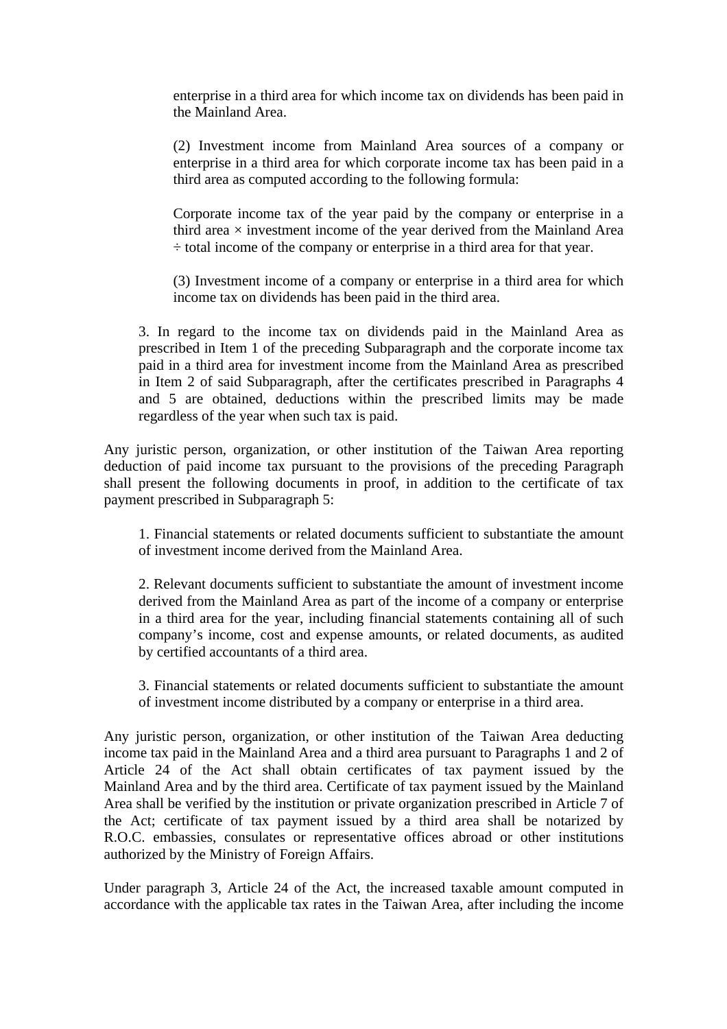enterprise in a third area for which income tax on dividends has been paid in the Mainland Area.

(2) Investment income from Mainland Area sources of a company or enterprise in a third area for which corporate income tax has been paid in a third area as computed according to the following formula:

Corporate income tax of the year paid by the company or enterprise in a third area × investment income of the year derived from the Mainland Area ÷ total income of the company or enterprise in a third area for that year.

(3) Investment income of a company or enterprise in a third area for which income tax on dividends has been paid in the third area.

3. In regard to the income tax on dividends paid in the Mainland Area as prescribed in Item 1 of the preceding Subparagraph and the corporate income tax paid in a third area for investment income from the Mainland Area as prescribed in Item 2 of said Subparagraph, after the certificates prescribed in Paragraphs 4 and 5 are obtained, deductions within the prescribed limits may be made regardless of the year when such tax is paid.

Any juristic person, organization, or other institution of the Taiwan Area reporting deduction of paid income tax pursuant to the provisions of the preceding Paragraph shall present the following documents in proof, in addition to the certificate of tax payment prescribed in Subparagraph 5:

1. Financial statements or related documents sufficient to substantiate the amount of investment income derived from the Mainland Area.

2. Relevant documents sufficient to substantiate the amount of investment income derived from the Mainland Area as part of the income of a company or enterprise in a third area for the year, including financial statements containing all of such company's income, cost and expense amounts, or related documents, as audited by certified accountants of a third area.

3. Financial statements or related documents sufficient to substantiate the amount of investment income distributed by a company or enterprise in a third area.

Any juristic person, organization, or other institution of the Taiwan Area deducting income tax paid in the Mainland Area and a third area pursuant to Paragraphs 1 and 2 of Article 24 of the Act shall obtain certificates of tax payment issued by the Mainland Area and by the third area. Certificate of tax payment issued by the Mainland Area shall be verified by the institution or private organization prescribed in Article 7 of the Act; certificate of tax payment issued by a third area shall be notarized by R.O.C. embassies, consulates or representative offices abroad or other institutions authorized by the Ministry of Foreign Affairs.

Under paragraph 3, Article 24 of the Act, the increased taxable amount computed in accordance with the applicable tax rates in the Taiwan Area, after including the income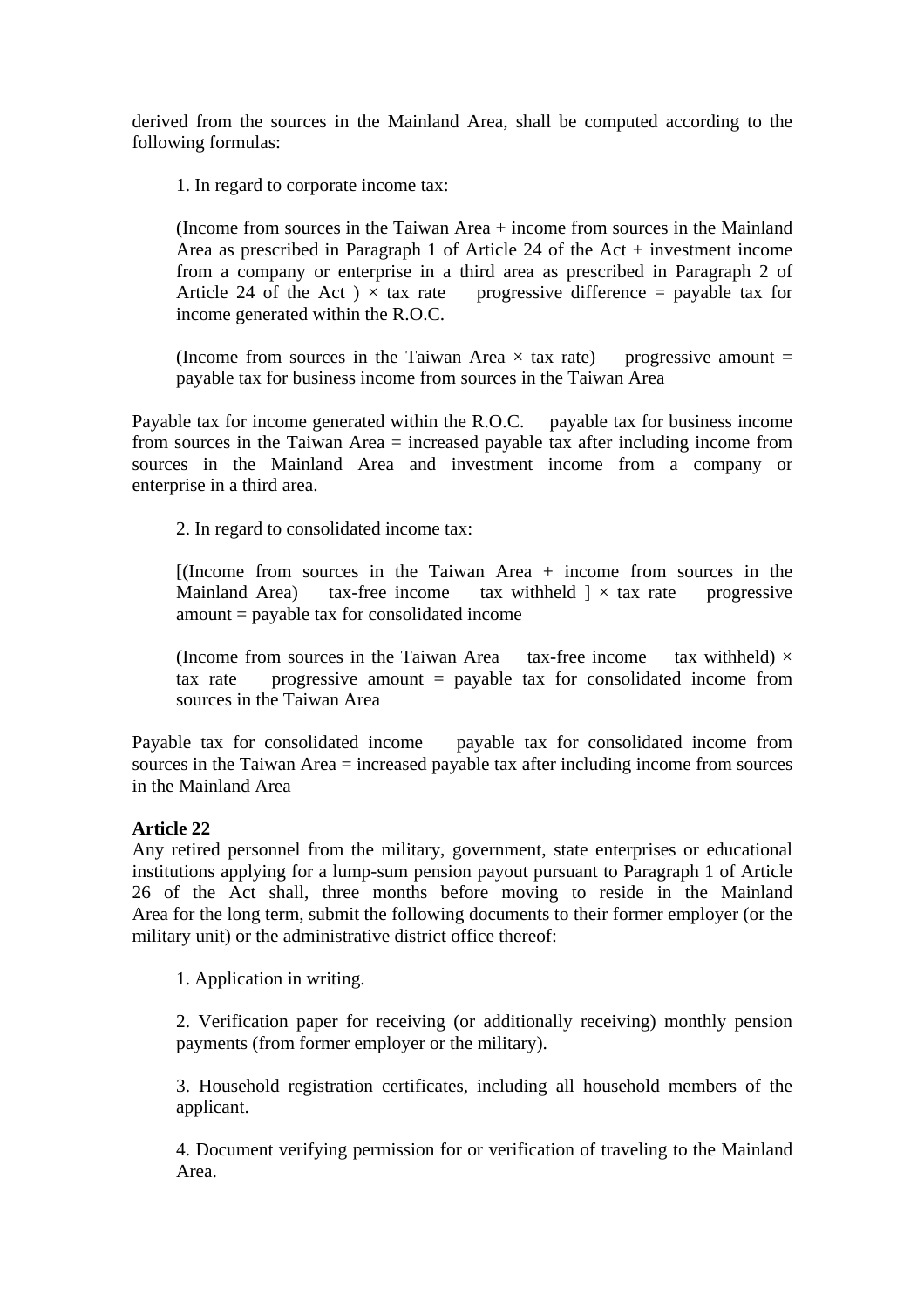derived from the sources in the Mainland Area, shall be computed according to the following formulas:

1. In regard to corporate income tax:

(Income from sources in the Taiwan Area + income from sources in the Mainland Area as prescribed in Paragraph 1 of Article 24 of the Act + investment income from a company or enterprise in a third area as prescribed in Paragraph 2 of Article 24 of the Act ) × tax rate   progressive difference = payable tax for income generated within the R.O.C.

(Income from sources in the Taiwan Area × tax rate)   progressive amount = payable tax for business income from sources in the Taiwan Area

Payable tax for income generated within the R.O.C.   payable tax for business income from sources in the Taiwan Area = increased payable tax after including income from sources in the Mainland Area and investment income from a company or enterprise in a third area.

2. In regard to consolidated income tax:

[(Income from sources in the Taiwan Area + income from sources in the Mainland Area)   tax-free income   tax withheld ] × tax rate   progressive amount = payable tax for consolidated income

(Income from sources in the Taiwan Area   tax-free income   tax withheld) × tax rate   progressive amount = payable tax for consolidated income from sources in the Taiwan Area

Payable tax for consolidated income   payable tax for consolidated income from sources in the Taiwan Area = increased payable tax after including income from sources in the Mainland Area

**Article 22**

Any retired personnel from the military, government, state enterprises or educational institutions applying for a lump-sum pension payout pursuant to Paragraph 1 of Article 26 of the Act shall, three months before moving to reside in the Mainland Area for the long term, submit the following documents to their former employer (or the military unit) or the administrative district office thereof:

1. Application in writing.

2. Verification paper for receiving (or additionally receiving) monthly pension payments (from former employer or the military).

3. Household registration certificates, including all household members of the applicant.

4. Document verifying permission for or verification of traveling to the Mainland Area.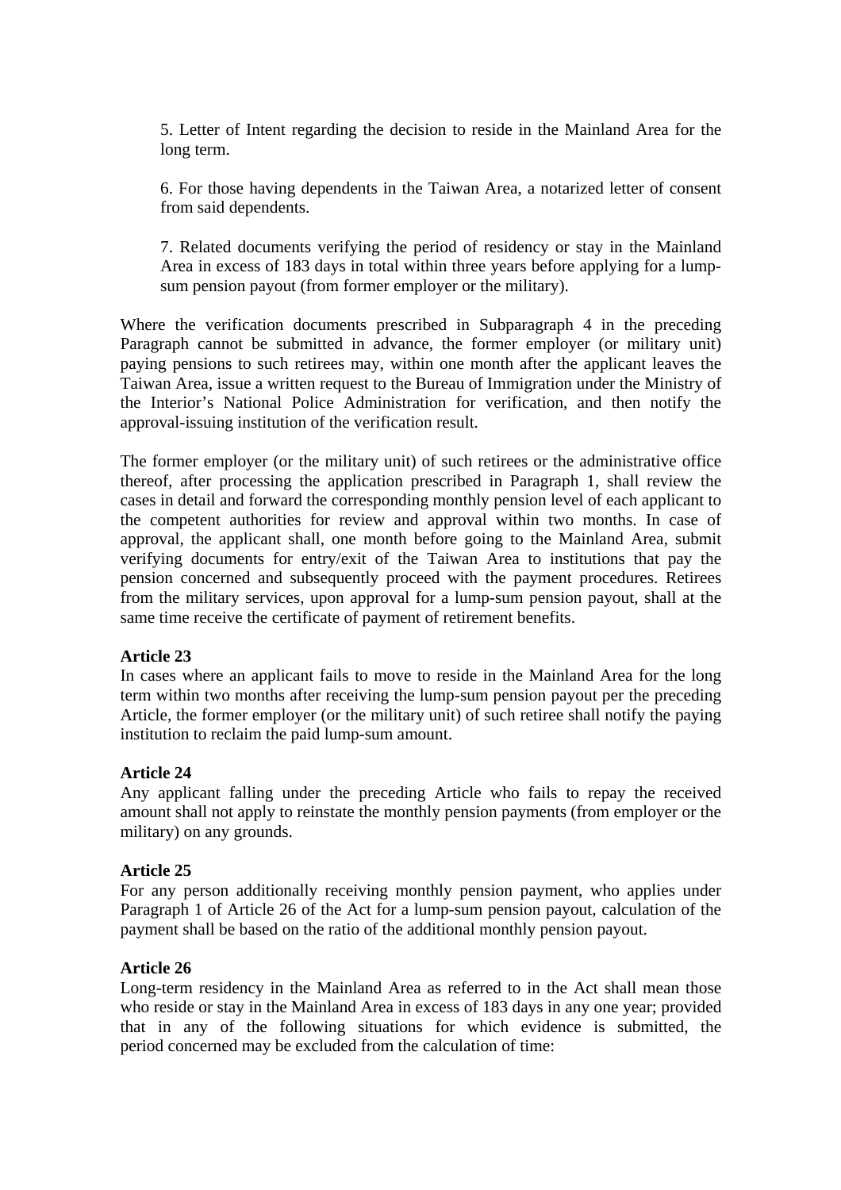5. Letter of Intent regarding the decision to reside in the Mainland Area for the long term.

6. For those having dependents in the Taiwan Area, a notarized letter of consent from said dependents.

7. Related documents verifying the period of residency or stay in the Mainland Area in excess of 183 days in total within three years before applying for a lump-sum pension payout (from former employer or the military).

Where the verification documents prescribed in Subparagraph 4 in the preceding Paragraph cannot be submitted in advance, the former employer (or military unit) paying pensions to such retirees may, within one month after the applicant leaves the Taiwan Area, issue a written request to the Bureau of Immigration under the Ministry of the Interior's National Police Administration for verification, and then notify the approval-issuing institution of the verification result.

The former employer (or the military unit) of such retirees or the administrative office thereof, after processing the application prescribed in Paragraph 1, shall review the cases in detail and forward the corresponding monthly pension level of each applicant to the competent authorities for review and approval within two months. In case of approval, the applicant shall, one month before going to the Mainland Area, submit verifying documents for entry/exit of the Taiwan Area to institutions that pay the pension concerned and subsequently proceed with the payment procedures. Retirees from the military services, upon approval for a lump-sum pension payout, shall at the same time receive the certificate of payment of retirement benefits.

**Article 23**
In cases where an applicant fails to move to reside in the Mainland Area for the long term within two months after receiving the lump-sum pension payout per the preceding Article, the former employer (or the military unit) of such retiree shall notify the paying institution to reclaim the paid lump-sum amount.

**Article 24**
Any applicant falling under the preceding Article who fails to repay the received amount shall not apply to reinstate the monthly pension payments (from employer or the military) on any grounds.

**Article 25**
For any person additionally receiving monthly pension payment, who applies under Paragraph 1 of Article 26 of the Act for a lump-sum pension payout, calculation of the payment shall be based on the ratio of the additional monthly pension payout.

**Article 26**
Long-term residency in the Mainland Area as referred to in the Act shall mean those who reside or stay in the Mainland Area in excess of 183 days in any one year; provided that in any of the following situations for which evidence is submitted, the period concerned may be excluded from the calculation of time: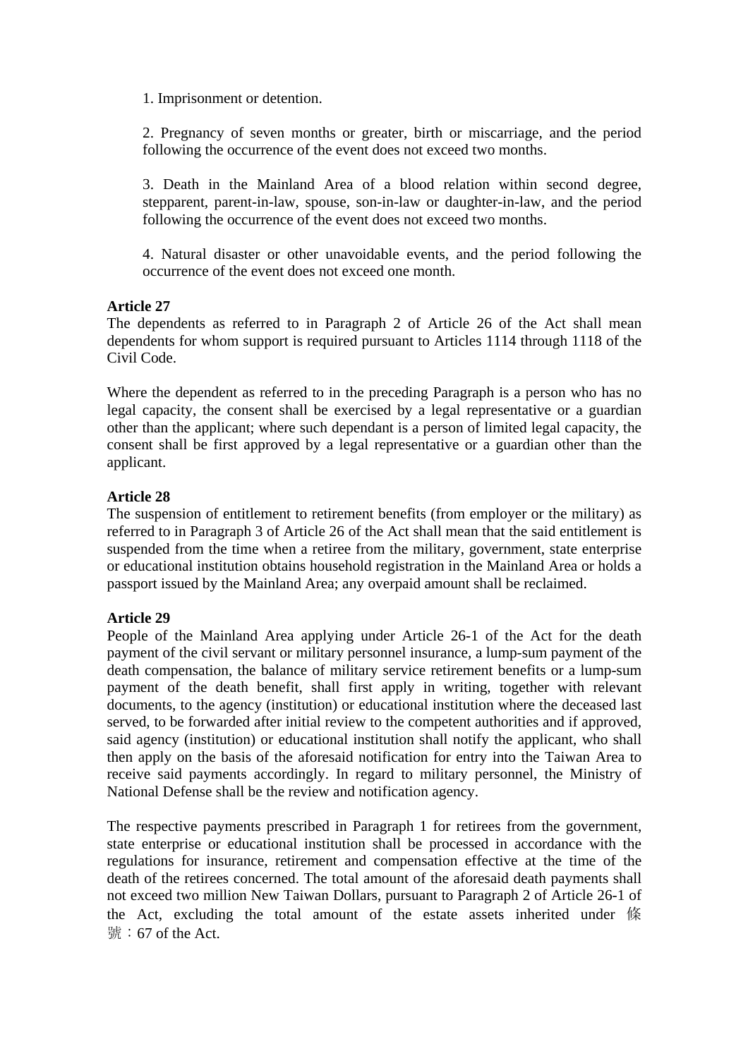1. Imprisonment or detention.

2. Pregnancy of seven months or greater, birth or miscarriage, and the period following the occurrence of the event does not exceed two months.

3. Death in the Mainland Area of a blood relation within second degree, stepparent, parent-in-law, spouse, son-in-law or daughter-in-law, and the period following the occurrence of the event does not exceed two months.

4. Natural disaster or other unavoidable events, and the period following the occurrence of the event does not exceed one month.

**Article 27**

The dependents as referred to in Paragraph 2 of Article 26 of the Act shall mean dependents for whom support is required pursuant to Articles 1114 through 1118 of the Civil Code.

Where the dependent as referred to in the preceding Paragraph is a person who has no legal capacity, the consent shall be exercised by a legal representative or a guardian other than the applicant; where such dependant is a person of limited legal capacity, the consent shall be first approved by a legal representative or a guardian other than the applicant.

**Article 28**

The suspension of entitlement to retirement benefits (from employer or the military) as referred to in Paragraph 3 of Article 26 of the Act shall mean that the said entitlement is suspended from the time when a retiree from the military, government, state enterprise or educational institution obtains household registration in the Mainland Area or holds a passport issued by the Mainland Area; any overpaid amount shall be reclaimed.

**Article 29**

People of the Mainland Area applying under Article 26-1 of the Act for the death payment of the civil servant or military personnel insurance, a lump-sum payment of the death compensation, the balance of military service retirement benefits or a lump-sum payment of the death benefit, shall first apply in writing, together with relevant documents, to the agency (institution) or educational institution where the deceased last served, to be forwarded after initial review to the competent authorities and if approved, said agency (institution) or educational institution shall notify the applicant, who shall then apply on the basis of the aforesaid notification for entry into the Taiwan Area to receive said payments accordingly. In regard to military personnel, the Ministry of National Defense shall be the review and notification agency.

The respective payments prescribed in Paragraph 1 for retirees from the government, state enterprise or educational institution shall be processed in accordance with the regulations for insurance, retirement and compensation effective at the time of the death of the retirees concerned. The total amount of the aforesaid death payments shall not exceed two million New Taiwan Dollars, pursuant to Paragraph 2 of Article 26-1 of the Act, excluding the total amount of the estate assets inherited under 條號：67 of the Act.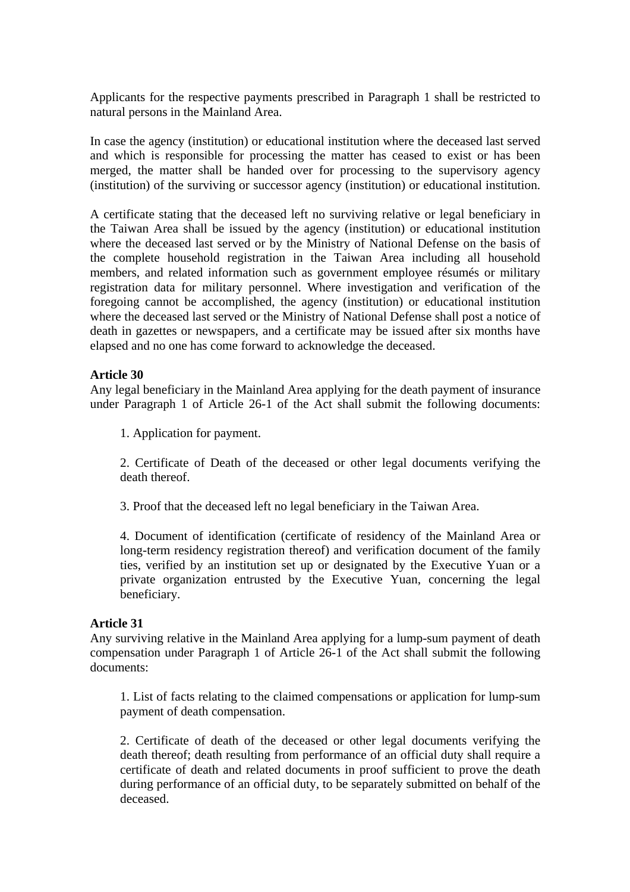Applicants for the respective payments prescribed in Paragraph 1 shall be restricted to natural persons in the Mainland Area.

In case the agency (institution) or educational institution where the deceased last served and which is responsible for processing the matter has ceased to exist or has been merged, the matter shall be handed over for processing to the supervisory agency (institution) of the surviving or successor agency (institution) or educational institution.

A certificate stating that the deceased left no surviving relative or legal beneficiary in the Taiwan Area shall be issued by the agency (institution) or educational institution where the deceased last served or by the Ministry of National Defense on the basis of the complete household registration in the Taiwan Area including all household members, and related information such as government employee résumés or military registration data for military personnel. Where investigation and verification of the foregoing cannot be accomplished, the agency (institution) or educational institution where the deceased last served or the Ministry of National Defense shall post a notice of death in gazettes or newspapers, and a certificate may be issued after six months have elapsed and no one has come forward to acknowledge the deceased.

**Article 30**
Any legal beneficiary in the Mainland Area applying for the death payment of insurance under Paragraph 1 of Article 26-1 of the Act shall submit the following documents:

1. Application for payment.

2. Certificate of Death of the deceased or other legal documents verifying the death thereof.

3. Proof that the deceased left no legal beneficiary in the Taiwan Area.

4. Document of identification (certificate of residency of the Mainland Area or long-term residency registration thereof) and verification document of the family ties, verified by an institution set up or designated by the Executive Yuan or a private organization entrusted by the Executive Yuan, concerning the legal beneficiary.

**Article 31**
Any surviving relative in the Mainland Area applying for a lump-sum payment of death compensation under Paragraph 1 of Article 26-1 of the Act shall submit the following documents:

1. List of facts relating to the claimed compensations or application for lump-sum payment of death compensation.

2. Certificate of death of the deceased or other legal documents verifying the death thereof; death resulting from performance of an official duty shall require a certificate of death and related documents in proof sufficient to prove the death during performance of an official duty, to be separately submitted on behalf of the deceased.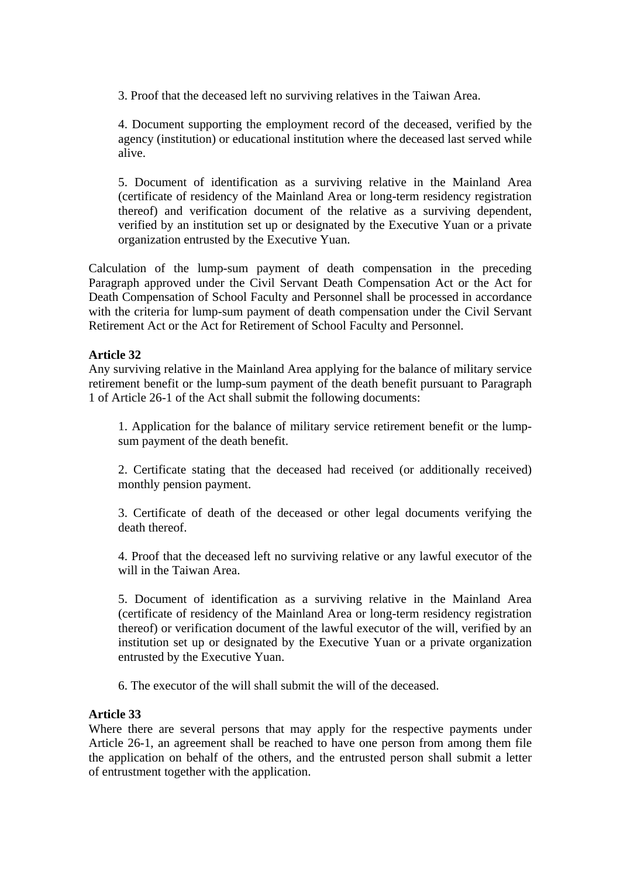3. Proof that the deceased left no surviving relatives in the Taiwan Area.

4. Document supporting the employment record of the deceased, verified by the agency (institution) or educational institution where the deceased last served while alive.

5. Document of identification as a surviving relative in the Mainland Area (certificate of residency of the Mainland Area or long-term residency registration thereof) and verification document of the relative as a surviving dependent, verified by an institution set up or designated by the Executive Yuan or a private organization entrusted by the Executive Yuan.

Calculation of the lump-sum payment of death compensation in the preceding Paragraph approved under the Civil Servant Death Compensation Act or the Act for Death Compensation of School Faculty and Personnel shall be processed in accordance with the criteria for lump-sum payment of death compensation under the Civil Servant Retirement Act or the Act for Retirement of School Faculty and Personnel.

**Article 32**
Any surviving relative in the Mainland Area applying for the balance of military service retirement benefit or the lump-sum payment of the death benefit pursuant to Paragraph 1 of Article 26-1 of the Act shall submit the following documents:

1. Application for the balance of military service retirement benefit or the lump-sum payment of the death benefit.

2. Certificate stating that the deceased had received (or additionally received) monthly pension payment.

3. Certificate of death of the deceased or other legal documents verifying the death thereof.

4. Proof that the deceased left no surviving relative or any lawful executor of the will in the Taiwan Area.

5. Document of identification as a surviving relative in the Mainland Area (certificate of residency of the Mainland Area or long-term residency registration thereof) or verification document of the lawful executor of the will, verified by an institution set up or designated by the Executive Yuan or a private organization entrusted by the Executive Yuan.

6. The executor of the will shall submit the will of the deceased.

**Article 33**
Where there are several persons that may apply for the respective payments under Article 26-1, an agreement shall be reached to have one person from among them file the application on behalf of the others, and the entrusted person shall submit a letter of entrustment together with the application.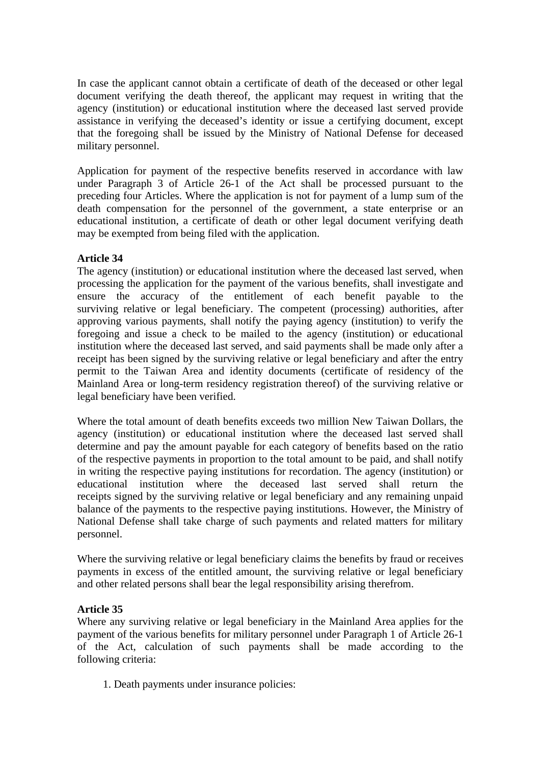In case the applicant cannot obtain a certificate of death of the deceased or other legal document verifying the death thereof, the applicant may request in writing that the agency (institution) or educational institution where the deceased last served provide assistance in verifying the deceased's identity or issue a certifying document, except that the foregoing shall be issued by the Ministry of National Defense for deceased military personnel.

Application for payment of the respective benefits reserved in accordance with law under Paragraph 3 of Article 26-1 of the Act shall be processed pursuant to the preceding four Articles. Where the application is not for payment of a lump sum of the death compensation for the personnel of the government, a state enterprise or an educational institution, a certificate of death or other legal document verifying death may be exempted from being filed with the application.

**Article 34**

The agency (institution) or educational institution where the deceased last served, when processing the application for the payment of the various benefits, shall investigate and ensure the accuracy of the entitlement of each benefit payable to the surviving relative or legal beneficiary. The competent (processing) authorities, after approving various payments, shall notify the paying agency (institution) to verify the foregoing and issue a check to be mailed to the agency (institution) or educational institution where the deceased last served, and said payments shall be made only after a receipt has been signed by the surviving relative or legal beneficiary and after the entry permit to the Taiwan Area and identity documents (certificate of residency of the Mainland Area or long-term residency registration thereof) of the surviving relative or legal beneficiary have been verified.

Where the total amount of death benefits exceeds two million New Taiwan Dollars, the agency (institution) or educational institution where the deceased last served shall determine and pay the amount payable for each category of benefits based on the ratio of the respective payments in proportion to the total amount to be paid, and shall notify in writing the respective paying institutions for recordation. The agency (institution) or educational institution where the deceased last served shall return the receipts signed by the surviving relative or legal beneficiary and any remaining unpaid balance of the payments to the respective paying institutions. However, the Ministry of National Defense shall take charge of such payments and related matters for military personnel.

Where the surviving relative or legal beneficiary claims the benefits by fraud or receives payments in excess of the entitled amount, the surviving relative or legal beneficiary and other related persons shall bear the legal responsibility arising therefrom.

**Article 35**

Where any surviving relative or legal beneficiary in the Mainland Area applies for the payment of the various benefits for military personnel under Paragraph 1 of Article 26-1 of the Act, calculation of such payments shall be made according to the following criteria:

1. Death payments under insurance policies: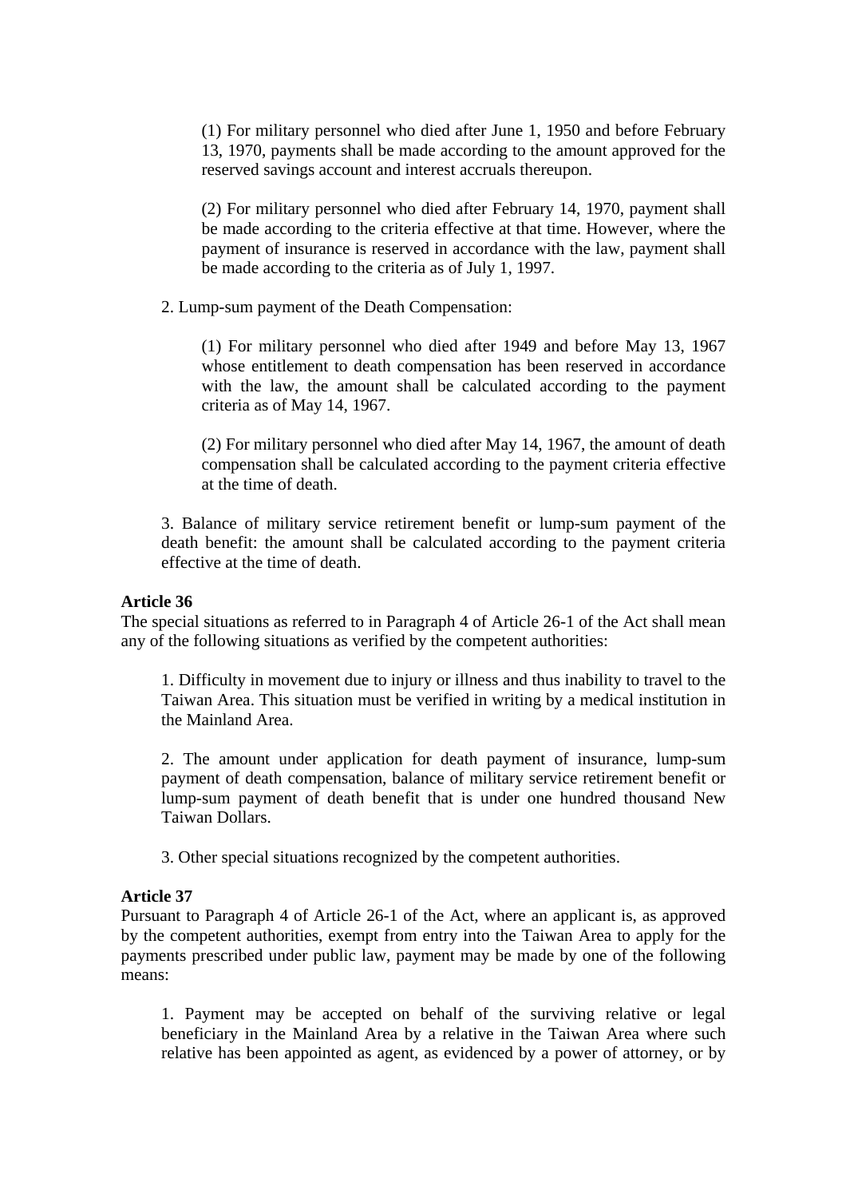(1) For military personnel who died after June 1, 1950 and before February 13, 1970, payments shall be made according to the amount approved for the reserved savings account and interest accruals thereupon.

(2) For military personnel who died after February 14, 1970, payment shall be made according to the criteria effective at that time. However, where the payment of insurance is reserved in accordance with the law, payment shall be made according to the criteria as of July 1, 1997.

2. Lump-sum payment of the Death Compensation:

(1) For military personnel who died after 1949 and before May 13, 1967 whose entitlement to death compensation has been reserved in accordance with the law, the amount shall be calculated according to the payment criteria as of May 14, 1967.

(2) For military personnel who died after May 14, 1967, the amount of death compensation shall be calculated according to the payment criteria effective at the time of death.

3. Balance of military service retirement benefit or lump-sum payment of the death benefit: the amount shall be calculated according to the payment criteria effective at the time of death.

**Article 36**

The special situations as referred to in Paragraph 4 of Article 26-1 of the Act shall mean any of the following situations as verified by the competent authorities:

1. Difficulty in movement due to injury or illness and thus inability to travel to the Taiwan Area. This situation must be verified in writing by a medical institution in the Mainland Area.

2. The amount under application for death payment of insurance, lump-sum payment of death compensation, balance of military service retirement benefit or lump-sum payment of death benefit that is under one hundred thousand New Taiwan Dollars.

3. Other special situations recognized by the competent authorities.

**Article 37**

Pursuant to Paragraph 4 of Article 26-1 of the Act, where an applicant is, as approved by the competent authorities, exempt from entry into the Taiwan Area to apply for the payments prescribed under public law, payment may be made by one of the following means:

1. Payment may be accepted on behalf of the surviving relative or legal beneficiary in the Mainland Area by a relative in the Taiwan Area where such relative has been appointed as agent, as evidenced by a power of attorney, or by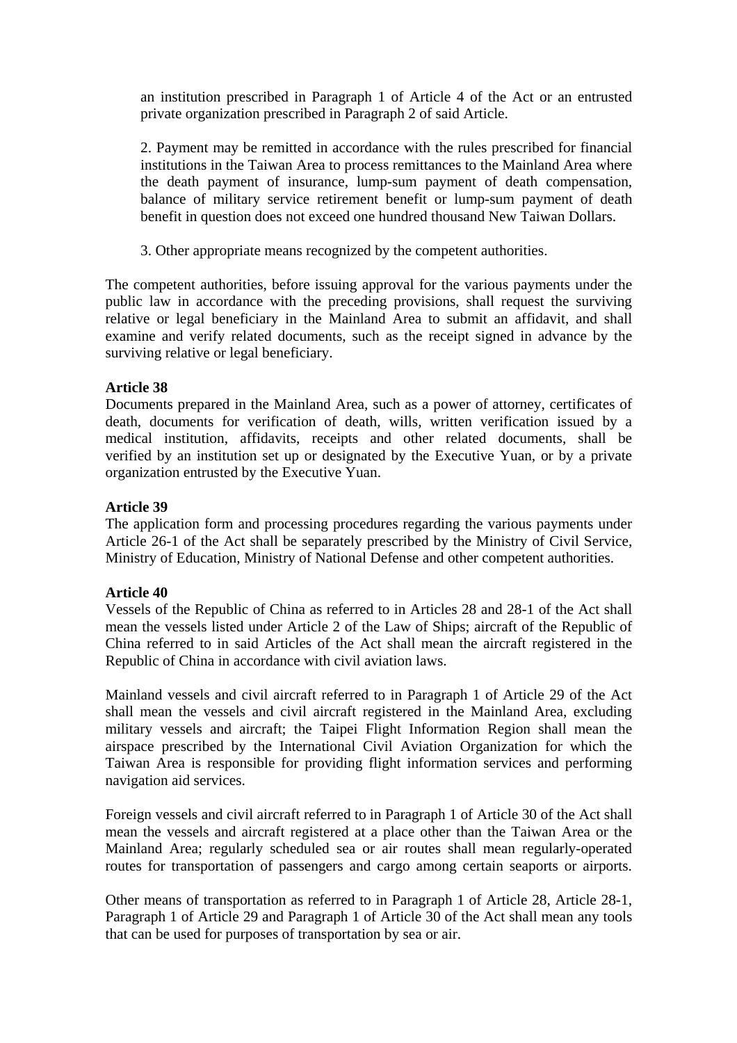an institution prescribed in Paragraph 1 of Article 4 of the Act or an entrusted private organization prescribed in Paragraph 2 of said Article.

2. Payment may be remitted in accordance with the rules prescribed for financial institutions in the Taiwan Area to process remittances to the Mainland Area where the death payment of insurance, lump-sum payment of death compensation, balance of military service retirement benefit or lump-sum payment of death benefit in question does not exceed one hundred thousand New Taiwan Dollars.

3. Other appropriate means recognized by the competent authorities.

The competent authorities, before issuing approval for the various payments under the public law in accordance with the preceding provisions, shall request the surviving relative or legal beneficiary in the Mainland Area to submit an affidavit, and shall examine and verify related documents, such as the receipt signed in advance by the surviving relative or legal beneficiary.

**Article 38**

Documents prepared in the Mainland Area, such as a power of attorney, certificates of death, documents for verification of death, wills, written verification issued by a medical institution, affidavits, receipts and other related documents, shall be verified by an institution set up or designated by the Executive Yuan, or by a private organization entrusted by the Executive Yuan.

**Article 39**

The application form and processing procedures regarding the various payments under Article 26-1 of the Act shall be separately prescribed by the Ministry of Civil Service, Ministry of Education, Ministry of National Defense and other competent authorities.

**Article 40**

Vessels of the Republic of China as referred to in Articles 28 and 28-1 of the Act shall mean the vessels listed under Article 2 of the Law of Ships; aircraft of the Republic of China referred to in said Articles of the Act shall mean the aircraft registered in the Republic of China in accordance with civil aviation laws.

Mainland vessels and civil aircraft referred to in Paragraph 1 of Article 29 of the Act shall mean the vessels and civil aircraft registered in the Mainland Area, excluding military vessels and aircraft; the Taipei Flight Information Region shall mean the airspace prescribed by the International Civil Aviation Organization for which the Taiwan Area is responsible for providing flight information services and performing navigation aid services.

Foreign vessels and civil aircraft referred to in Paragraph 1 of Article 30 of the Act shall mean the vessels and aircraft registered at a place other than the Taiwan Area or the Mainland Area; regularly scheduled sea or air routes shall mean regularly-operated routes for transportation of passengers and cargo among certain seaports or airports.

Other means of transportation as referred to in Paragraph 1 of Article 28, Article 28-1, Paragraph 1 of Article 29 and Paragraph 1 of Article 30 of the Act shall mean any tools that can be used for purposes of transportation by sea or air.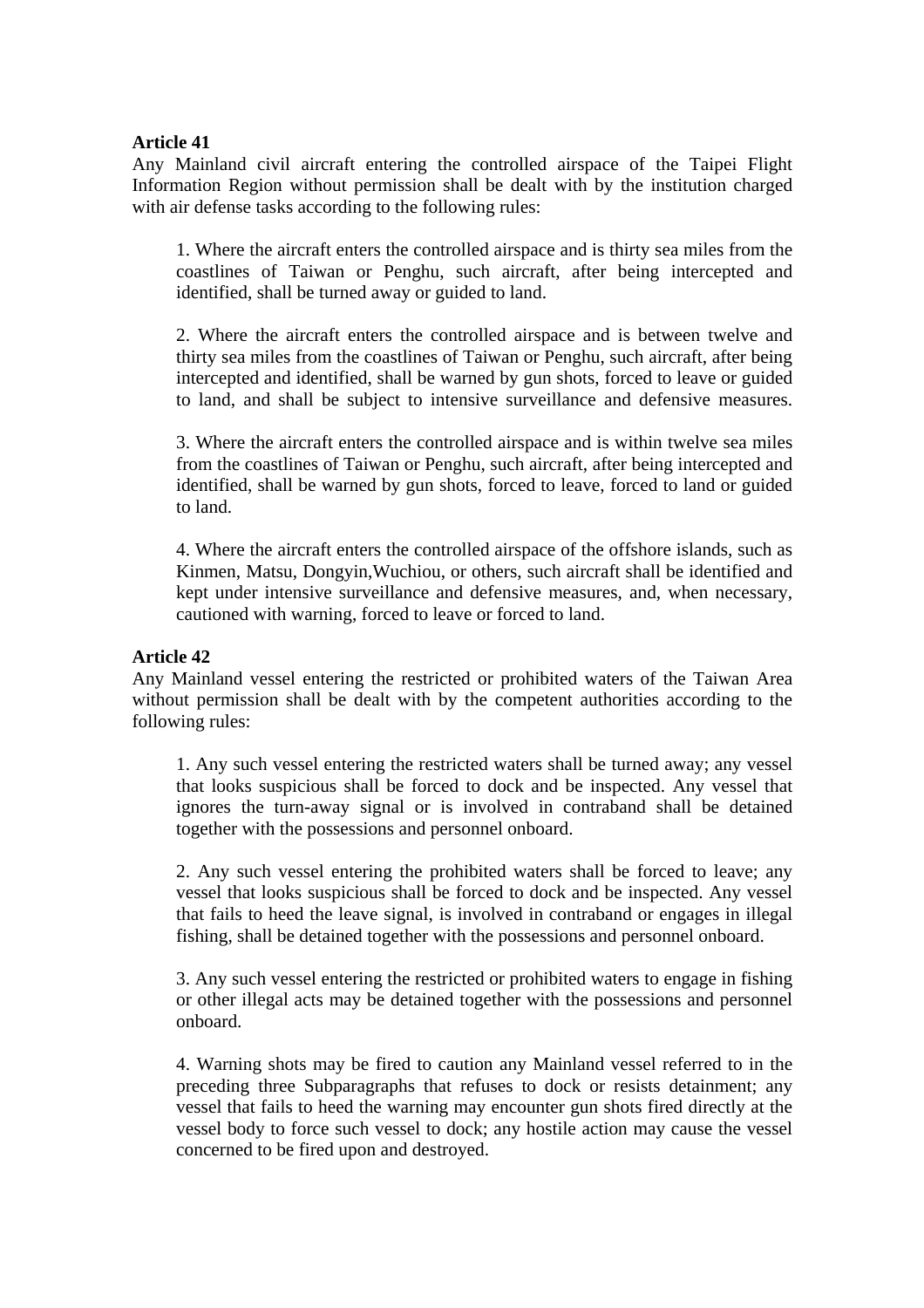**Article 41**

Any Mainland civil aircraft entering the controlled airspace of the Taipei Flight Information Region without permission shall be dealt with by the institution charged with air defense tasks according to the following rules:

1. Where the aircraft enters the controlled airspace and is thirty sea miles from the coastlines of Taiwan or Penghu, such aircraft, after being intercepted and identified, shall be turned away or guided to land.

2. Where the aircraft enters the controlled airspace and is between twelve and thirty sea miles from the coastlines of Taiwan or Penghu, such aircraft, after being intercepted and identified, shall be warned by gun shots, forced to leave or guided to land, and shall be subject to intensive surveillance and defensive measures.

3. Where the aircraft enters the controlled airspace and is within twelve sea miles from the coastlines of Taiwan or Penghu, such aircraft, after being intercepted and identified, shall be warned by gun shots, forced to leave, forced to land or guided to land.

4. Where the aircraft enters the controlled airspace of the offshore islands, such as Kinmen, Matsu, Dongyin,Wuchiou, or others, such aircraft shall be identified and kept under intensive surveillance and defensive measures, and, when necessary, cautioned with warning, forced to leave or forced to land.

**Article 42**

Any Mainland vessel entering the restricted or prohibited waters of the Taiwan Area without permission shall be dealt with by the competent authorities according to the following rules:

1. Any such vessel entering the restricted waters shall be turned away; any vessel that looks suspicious shall be forced to dock and be inspected. Any vessel that ignores the turn-away signal or is involved in contraband shall be detained together with the possessions and personnel onboard.

2. Any such vessel entering the prohibited waters shall be forced to leave; any vessel that looks suspicious shall be forced to dock and be inspected. Any vessel that fails to heed the leave signal, is involved in contraband or engages in illegal fishing, shall be detained together with the possessions and personnel onboard.

3. Any such vessel entering the restricted or prohibited waters to engage in fishing or other illegal acts may be detained together with the possessions and personnel onboard.

4. Warning shots may be fired to caution any Mainland vessel referred to in the preceding three Subparagraphs that refuses to dock or resists detainment; any vessel that fails to heed the warning may encounter gun shots fired directly at the vessel body to force such vessel to dock; any hostile action may cause the vessel concerned to be fired upon and destroyed.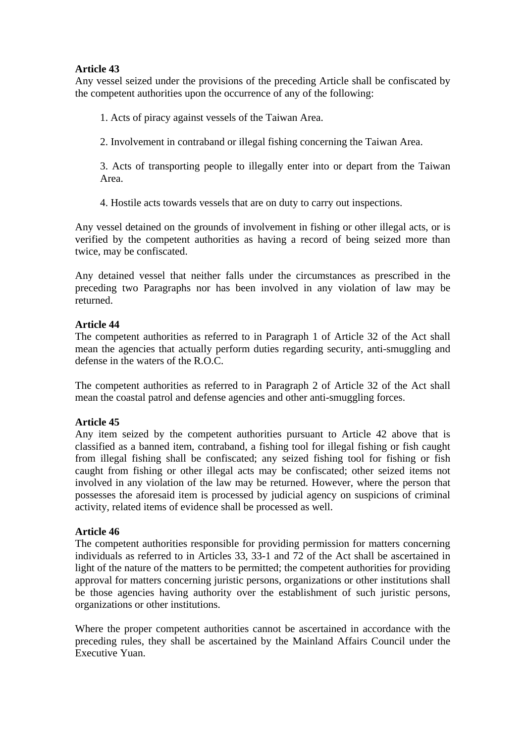**Article 43**
Any vessel seized under the provisions of the preceding Article shall be confiscated by the competent authorities upon the occurrence of any of the following:

1. Acts of piracy against vessels of the Taiwan Area.

2. Involvement in contraband or illegal fishing concerning the Taiwan Area.

3. Acts of transporting people to illegally enter into or depart from the Taiwan Area.

4. Hostile acts towards vessels that are on duty to carry out inspections.

Any vessel detained on the grounds of involvement in fishing or other illegal acts, or is verified by the competent authorities as having a record of being seized more than twice, may be confiscated.

Any detained vessel that neither falls under the circumstances as prescribed in the preceding two Paragraphs nor has been involved in any violation of law may be returned.

**Article 44**
The competent authorities as referred to in Paragraph 1 of Article 32 of the Act shall mean the agencies that actually perform duties regarding security, anti-smuggling and defense in the waters of the R.O.C.

The competent authorities as referred to in Paragraph 2 of Article 32 of the Act shall mean the coastal patrol and defense agencies and other anti-smuggling forces.

**Article 45**
Any item seized by the competent authorities pursuant to Article 42 above that is classified as a banned item, contraband, a fishing tool for illegal fishing or fish caught from illegal fishing shall be confiscated; any seized fishing tool for fishing or fish caught from fishing or other illegal acts may be confiscated; other seized items not involved in any violation of the law may be returned. However, where the person that possesses the aforesaid item is processed by judicial agency on suspicions of criminal activity, related items of evidence shall be processed as well.

**Article 46**
The competent authorities responsible for providing permission for matters concerning individuals as referred to in Articles 33, 33-1 and 72 of the Act shall be ascertained in light of the nature of the matters to be permitted; the competent authorities for providing approval for matters concerning juristic persons, organizations or other institutions shall be those agencies having authority over the establishment of such juristic persons, organizations or other institutions.

Where the proper competent authorities cannot be ascertained in accordance with the preceding rules, they shall be ascertained by the Mainland Affairs Council under the Executive Yuan.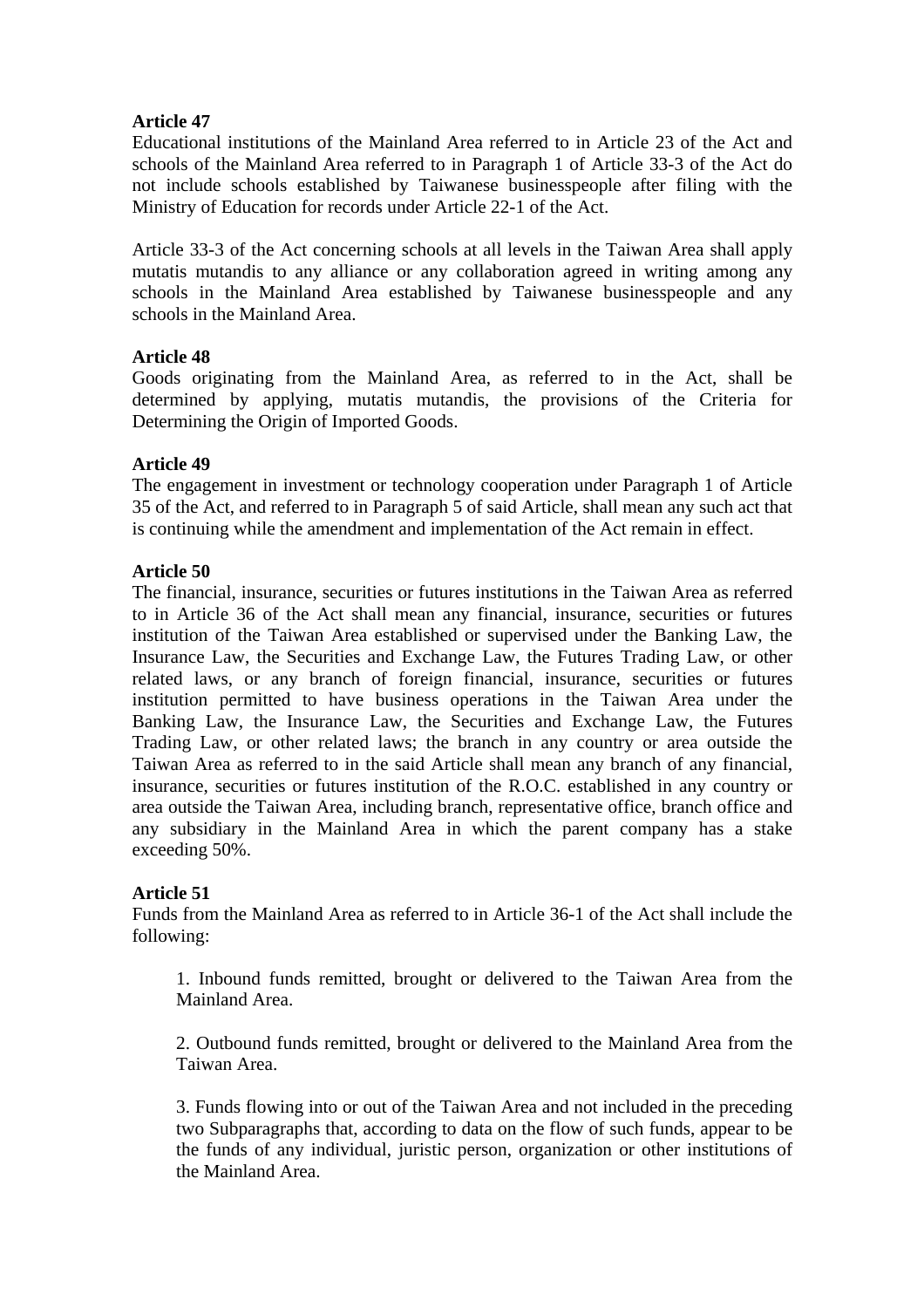**Article 47**

Educational institutions of the Mainland Area referred to in Article 23 of the Act and schools of the Mainland Area referred to in Paragraph 1 of Article 33-3 of the Act do not include schools established by Taiwanese businesspeople after filing with the Ministry of Education for records under Article 22-1 of the Act.

Article 33-3 of the Act concerning schools at all levels in the Taiwan Area shall apply mutatis mutandis to any alliance or any collaboration agreed in writing among any schools in the Mainland Area established by Taiwanese businesspeople and any schools in the Mainland Area.

**Article 48**

Goods originating from the Mainland Area, as referred to in the Act, shall be determined by applying, mutatis mutandis, the provisions of the Criteria for Determining the Origin of Imported Goods.

**Article 49**

The engagement in investment or technology cooperation under Paragraph 1 of Article 35 of the Act, and referred to in Paragraph 5 of said Article, shall mean any such act that is continuing while the amendment and implementation of the Act remain in effect.

**Article 50**

The financial, insurance, securities or futures institutions in the Taiwan Area as referred to in Article 36 of the Act shall mean any financial, insurance, securities or futures institution of the Taiwan Area established or supervised under the Banking Law, the Insurance Law, the Securities and Exchange Law, the Futures Trading Law, or other related laws, or any branch of foreign financial, insurance, securities or futures institution permitted to have business operations in the Taiwan Area under the Banking Law, the Insurance Law, the Securities and Exchange Law, the Futures Trading Law, or other related laws; the branch in any country or area outside the Taiwan Area as referred to in the said Article shall mean any branch of any financial, insurance, securities or futures institution of the R.O.C. established in any country or area outside the Taiwan Area, including branch, representative office, branch office and any subsidiary in the Mainland Area in which the parent company has a stake exceeding 50%.

**Article 51**

Funds from the Mainland Area as referred to in Article 36-1 of the Act shall include the following:

1. Inbound funds remitted, brought or delivered to the Taiwan Area from the Mainland Area.

2. Outbound funds remitted, brought or delivered to the Mainland Area from the Taiwan Area.

3. Funds flowing into or out of the Taiwan Area and not included in the preceding two Subparagraphs that, according to data on the flow of such funds, appear to be the funds of any individual, juristic person, organization or other institutions of the Mainland Area.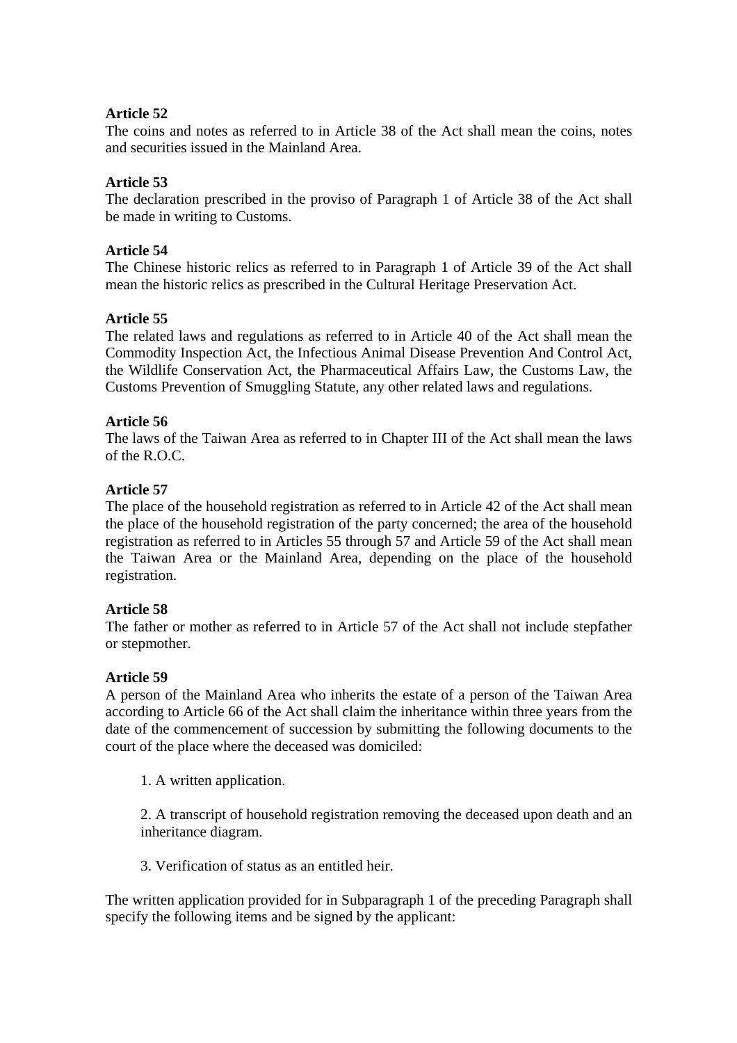**Article 52**
The coins and notes as referred to in Article 38 of the Act shall mean the coins, notes and securities issued in the Mainland Area.

**Article 53**
The declaration prescribed in the proviso of Paragraph 1 of Article 38 of the Act shall be made in writing to Customs.

**Article 54**
The Chinese historic relics as referred to in Paragraph 1 of Article 39 of the Act shall mean the historic relics as prescribed in the Cultural Heritage Preservation Act.

**Article 55**
The related laws and regulations as referred to in Article 40 of the Act shall mean the Commodity Inspection Act, the Infectious Animal Disease Prevention And Control Act, the Wildlife Conservation Act, the Pharmaceutical Affairs Law, the Customs Law, the Customs Prevention of Smuggling Statute, any other related laws and regulations.

**Article 56**
The laws of the Taiwan Area as referred to in Chapter III of the Act shall mean the laws of the R.O.C.

**Article 57**
The place of the household registration as referred to in Article 42 of the Act shall mean the place of the household registration of the party concerned; the area of the household registration as referred to in Articles 55 through 57 and Article 59 of the Act shall mean the Taiwan Area or the Mainland Area, depending on the place of the household registration.

**Article 58**
The father or mother as referred to in Article 57 of the Act shall not include stepfather or stepmother.

**Article 59**
A person of the Mainland Area who inherits the estate of a person of the Taiwan Area according to Article 66 of the Act shall claim the inheritance within three years from the date of the commencement of succession by submitting the following documents to the court of the place where the deceased was domiciled:

1. A written application.

2. A transcript of household registration removing the deceased upon death and an inheritance diagram.

3. Verification of status as an entitled heir.

The written application provided for in Subparagraph 1 of the preceding Paragraph shall specify the following items and be signed by the applicant: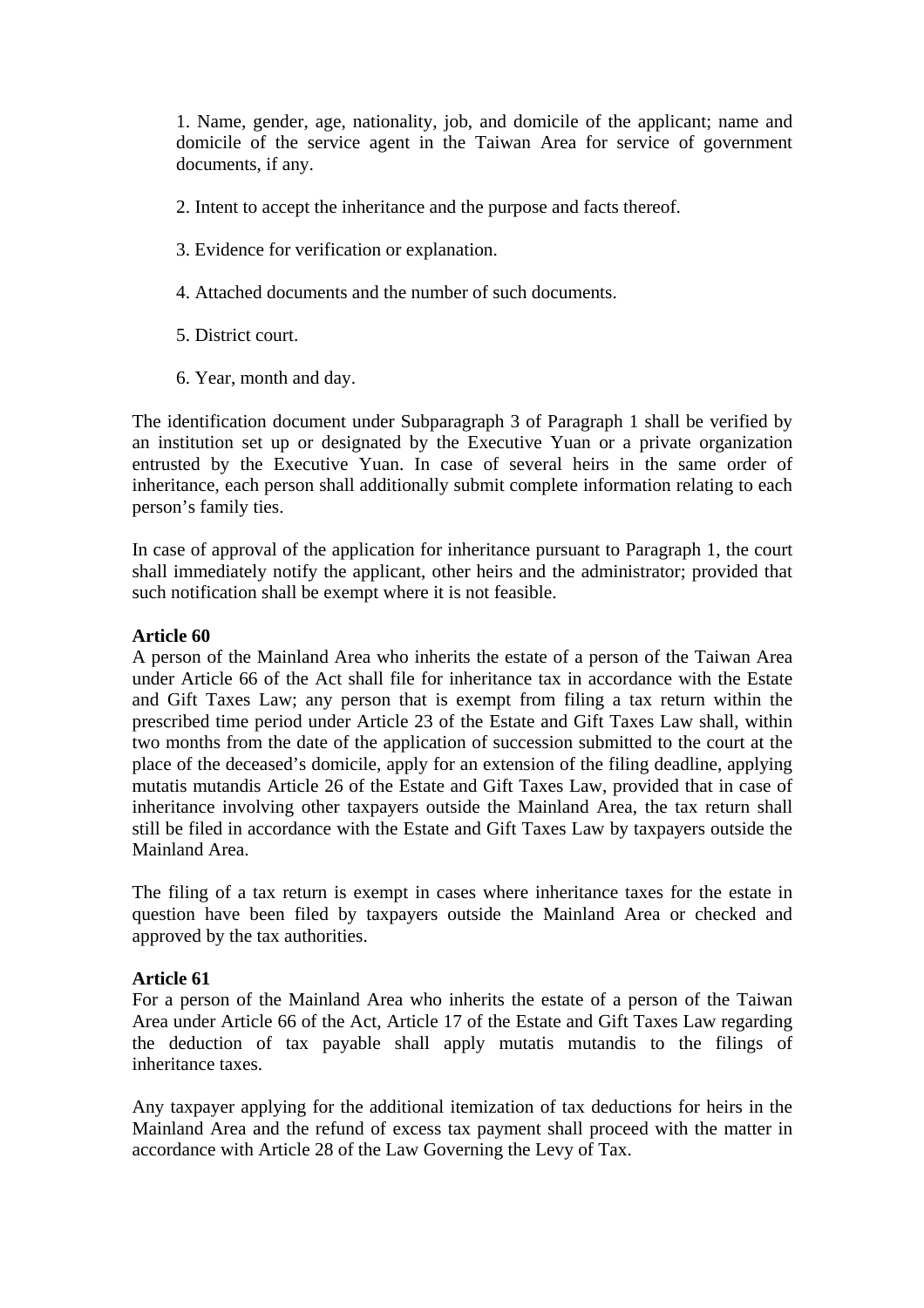1. Name, gender, age, nationality, job, and domicile of the applicant; name and domicile of the service agent in the Taiwan Area for service of government documents, if any.

2. Intent to accept the inheritance and the purpose and facts thereof.

3. Evidence for verification or explanation.

4. Attached documents and the number of such documents.

5. District court.

6. Year, month and day.

The identification document under Subparagraph 3 of Paragraph 1 shall be verified by an institution set up or designated by the Executive Yuan or a private organization entrusted by the Executive Yuan. In case of several heirs in the same order of inheritance, each person shall additionally submit complete information relating to each person's family ties.

In case of approval of the application for inheritance pursuant to Paragraph 1, the court shall immediately notify the applicant, other heirs and the administrator; provided that such notification shall be exempt where it is not feasible.

**Article 60**
A person of the Mainland Area who inherits the estate of a person of the Taiwan Area under Article 66 of the Act shall file for inheritance tax in accordance with the Estate and Gift Taxes Law; any person that is exempt from filing a tax return within the prescribed time period under Article 23 of the Estate and Gift Taxes Law shall, within two months from the date of the application of succession submitted to the court at the place of the deceased's domicile, apply for an extension of the filing deadline, applying mutatis mutandis Article 26 of the Estate and Gift Taxes Law, provided that in case of inheritance involving other taxpayers outside the Mainland Area, the tax return shall still be filed in accordance with the Estate and Gift Taxes Law by taxpayers outside the Mainland Area.

The filing of a tax return is exempt in cases where inheritance taxes for the estate in question have been filed by taxpayers outside the Mainland Area or checked and approved by the tax authorities.

**Article 61**
For a person of the Mainland Area who inherits the estate of a person of the Taiwan Area under Article 66 of the Act, Article 17 of the Estate and Gift Taxes Law regarding the deduction of tax payable shall apply mutatis mutandis to the filings of inheritance taxes.

Any taxpayer applying for the additional itemization of tax deductions for heirs in the Mainland Area and the refund of excess tax payment shall proceed with the matter in accordance with Article 28 of the Law Governing the Levy of Tax.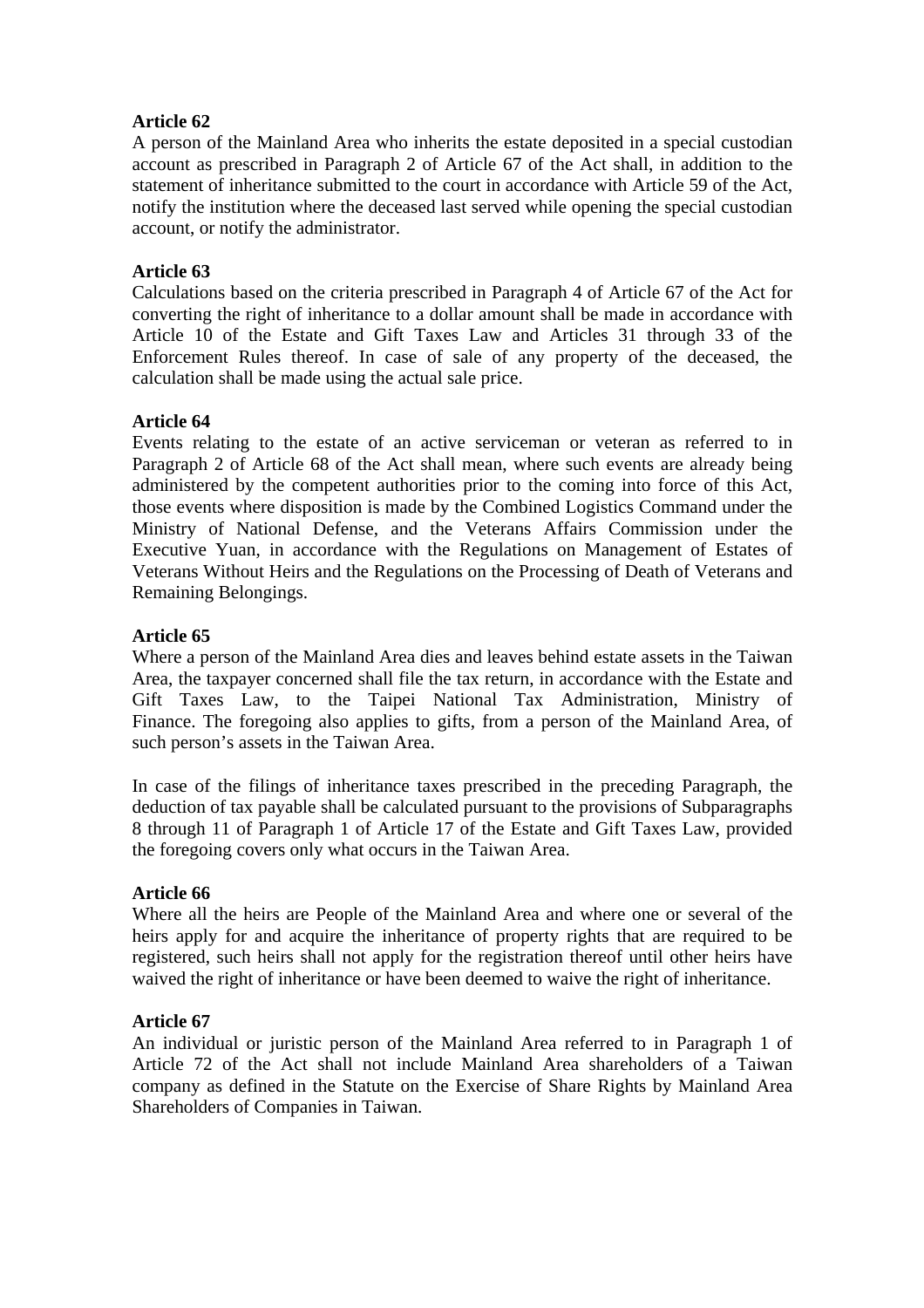**Article 62**

A person of the Mainland Area who inherits the estate deposited in a special custodian account as prescribed in Paragraph 2 of Article 67 of the Act shall, in addition to the statement of inheritance submitted to the court in accordance with Article 59 of the Act, notify the institution where the deceased last served while opening the special custodian account, or notify the administrator.

**Article 63**

Calculations based on the criteria prescribed in Paragraph 4 of Article 67 of the Act for converting the right of inheritance to a dollar amount shall be made in accordance with Article 10 of the Estate and Gift Taxes Law and Articles 31 through 33 of the Enforcement Rules thereof. In case of sale of any property of the deceased, the calculation shall be made using the actual sale price.

**Article 64**

Events relating to the estate of an active serviceman or veteran as referred to in Paragraph 2 of Article 68 of the Act shall mean, where such events are already being administered by the competent authorities prior to the coming into force of this Act, those events where disposition is made by the Combined Logistics Command under the Ministry of National Defense, and the Veterans Affairs Commission under the Executive Yuan, in accordance with the Regulations on Management of Estates of Veterans Without Heirs and the Regulations on the Processing of Death of Veterans and Remaining Belongings.

**Article 65**

Where a person of the Mainland Area dies and leaves behind estate assets in the Taiwan Area, the taxpayer concerned shall file the tax return, in accordance with the Estate and Gift Taxes Law, to the Taipei National Tax Administration, Ministry of Finance. The foregoing also applies to gifts, from a person of the Mainland Area, of such person's assets in the Taiwan Area.

In case of the filings of inheritance taxes prescribed in the preceding Paragraph, the deduction of tax payable shall be calculated pursuant to the provisions of Subparagraphs 8 through 11 of Paragraph 1 of Article 17 of the Estate and Gift Taxes Law, provided the foregoing covers only what occurs in the Taiwan Area.

**Article 66**

Where all the heirs are People of the Mainland Area and where one or several of the heirs apply for and acquire the inheritance of property rights that are required to be registered, such heirs shall not apply for the registration thereof until other heirs have waived the right of inheritance or have been deemed to waive the right of inheritance.

**Article 67**

An individual or juristic person of the Mainland Area referred to in Paragraph 1 of Article 72 of the Act shall not include Mainland Area shareholders of a Taiwan company as defined in the Statute on the Exercise of Share Rights by Mainland Area Shareholders of Companies in Taiwan.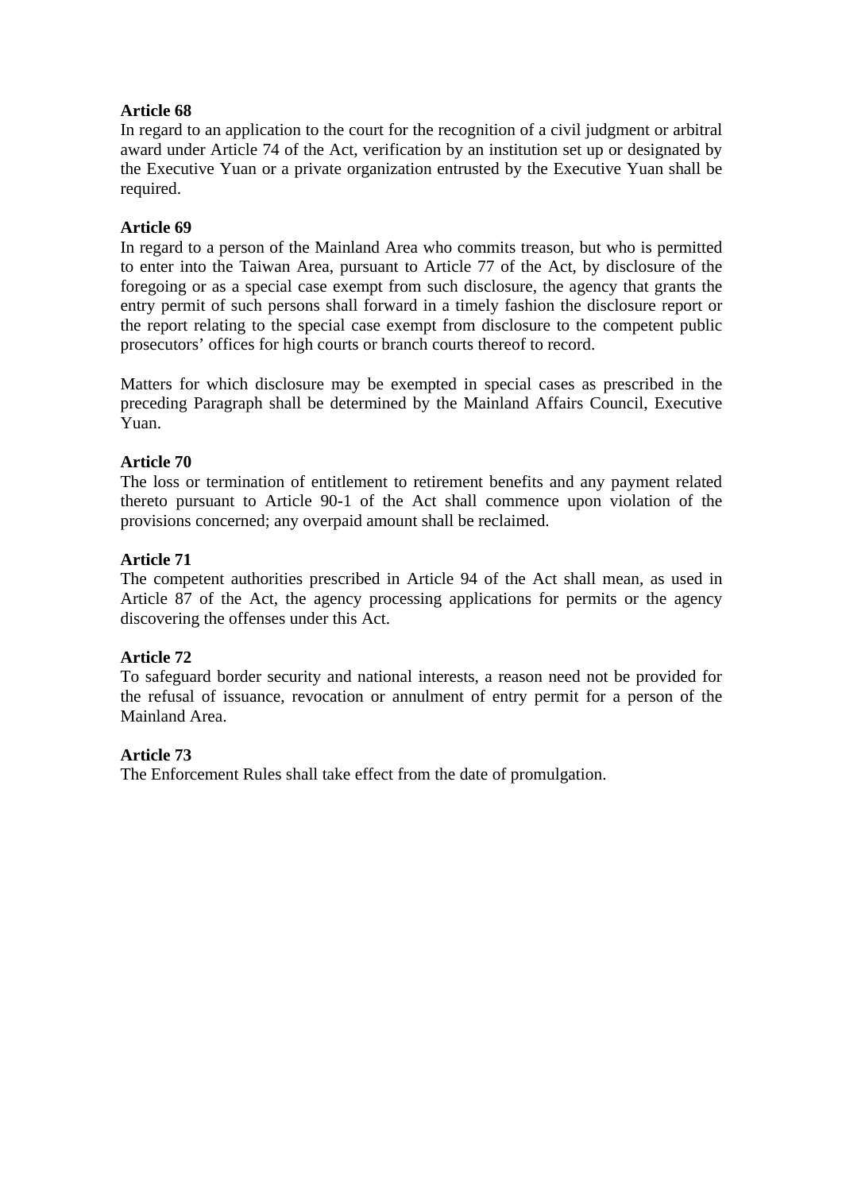**Article 68**
In regard to an application to the court for the recognition of a civil judgment or arbitral award under Article 74 of the Act, verification by an institution set up or designated by the Executive Yuan or a private organization entrusted by the Executive Yuan shall be required.

**Article 69**
In regard to a person of the Mainland Area who commits treason, but who is permitted to enter into the Taiwan Area, pursuant to Article 77 of the Act, by disclosure of the foregoing or as a special case exempt from such disclosure, the agency that grants the entry permit of such persons shall forward in a timely fashion the disclosure report or the report relating to the special case exempt from disclosure to the competent public prosecutors' offices for high courts or branch courts thereof to record.

Matters for which disclosure may be exempted in special cases as prescribed in the preceding Paragraph shall be determined by the Mainland Affairs Council, Executive Yuan.

**Article 70**
The loss or termination of entitlement to retirement benefits and any payment related thereto pursuant to Article 90-1 of the Act shall commence upon violation of the provisions concerned; any overpaid amount shall be reclaimed.

**Article 71**
The competent authorities prescribed in Article 94 of the Act shall mean, as used in Article 87 of the Act, the agency processing applications for permits or the agency discovering the offenses under this Act.

**Article 72**
To safeguard border security and national interests, a reason need not be provided for the refusal of issuance, revocation or annulment of entry permit for a person of the Mainland Area.

**Article 73**
The Enforcement Rules shall take effect from the date of promulgation.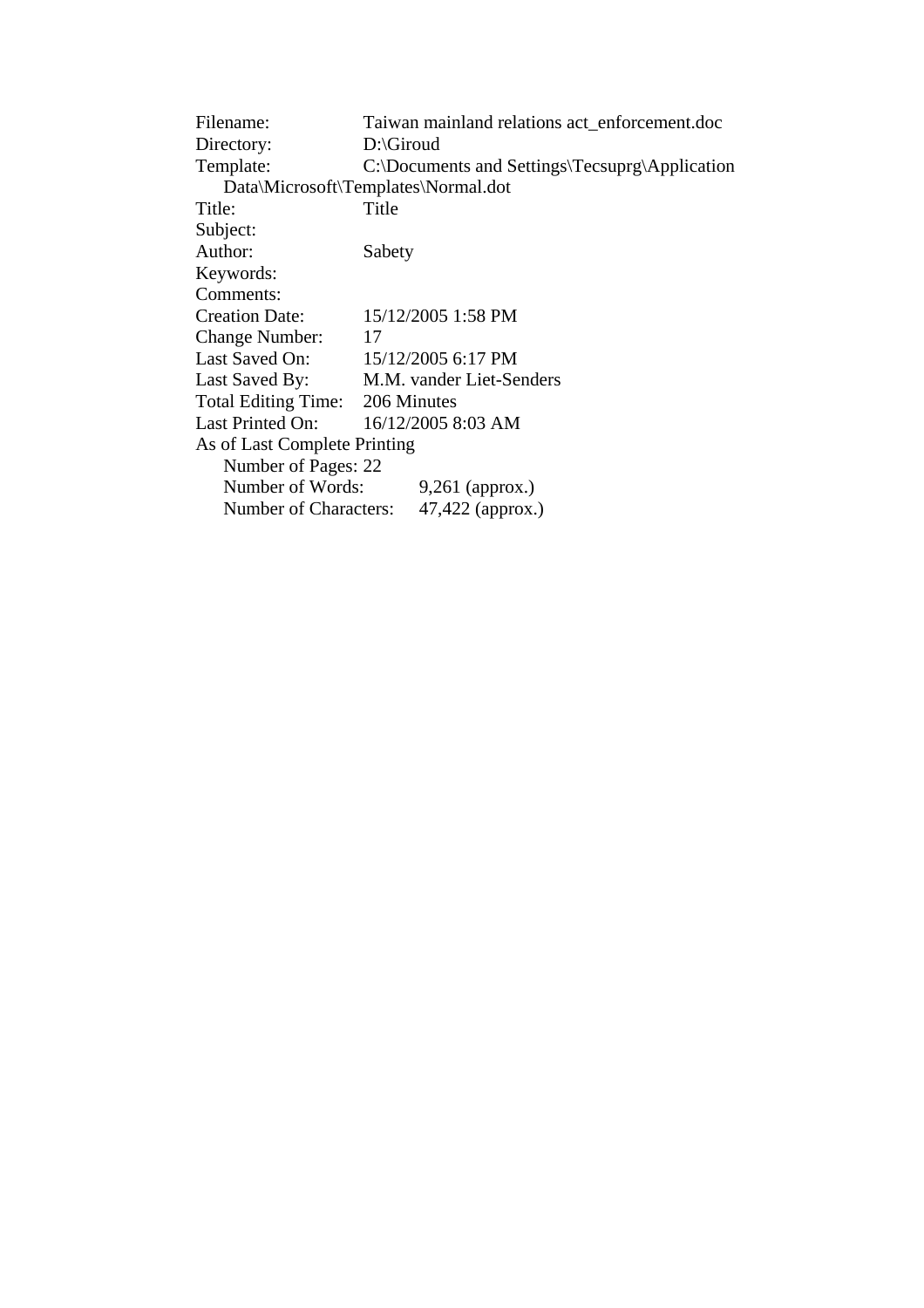Filename: Taiwan mainland relations act_enforcement.doc
Directory: D:\Giroud
Template: C:\Documents and Settings\Tecsuprg\Application Data\Microsoft\Templates\Normal.dot
Title: Title
Subject:
Author: Sabety
Keywords:
Comments:
Creation Date: 15/12/2005 1:58 PM
Change Number: 17
Last Saved On: 15/12/2005 6:17 PM
Last Saved By: M.M. vander Liet-Senders
Total Editing Time: 206 Minutes
Last Printed On: 16/12/2005 8:03 AM
As of Last Complete Printing
Number of Pages: 22
Number of Words: 9,261 (approx.)
Number of Characters: 47,422 (approx.)